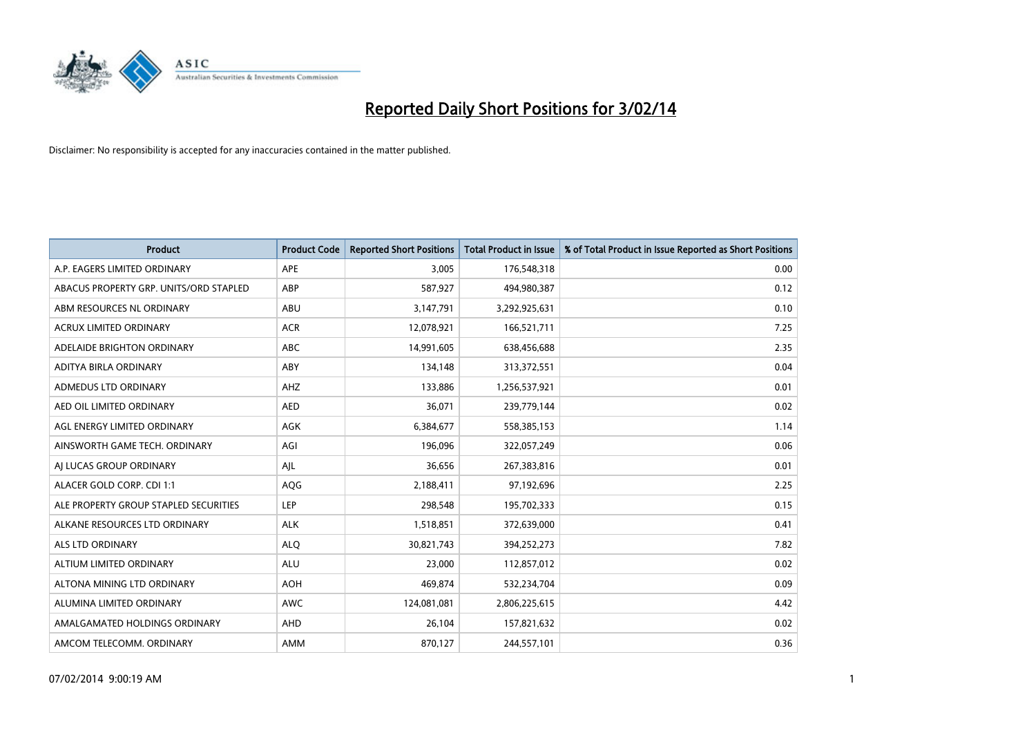# Reported Daily Short Positions for 3/02/14

Disclaimer: No responsibility is accepted for any inaccuracies contained in the matter published.

| Product | Product Code | Reported Short Positions | Total Product in Issue | % of Total Product in Issue Reported as Short Positions |
|---|---|---|---|---|
| A.P. EAGERS LIMITED ORDINARY | APE | 3,005 | 176,548,318 | 0.00 |
| ABACUS PROPERTY GRP. UNITS/ORD STAPLED | ABP | 587,927 | 494,980,387 | 0.12 |
| ABM RESOURCES NL ORDINARY | ABU | 3,147,791 | 3,292,925,631 | 0.10 |
| ACRUX LIMITED ORDINARY | ACR | 12,078,921 | 166,521,711 | 7.25 |
| ADELAIDE BRIGHTON ORDINARY | ABC | 14,991,605 | 638,456,688 | 2.35 |
| ADITYA BIRLA ORDINARY | ABY | 134,148 | 313,372,551 | 0.04 |
| ADMEDUS LTD ORDINARY | AHZ | 133,886 | 1,256,537,921 | 0.01 |
| AED OIL LIMITED ORDINARY | AED | 36,071 | 239,779,144 | 0.02 |
| AGL ENERGY LIMITED ORDINARY | AGK | 6,384,677 | 558,385,153 | 1.14 |
| AINSWORTH GAME TECH. ORDINARY | AGI | 196,096 | 322,057,249 | 0.06 |
| AJ LUCAS GROUP ORDINARY | AJL | 36,656 | 267,383,816 | 0.01 |
| ALACER GOLD CORP. CDI 1:1 | AQG | 2,188,411 | 97,192,696 | 2.25 |
| ALE PROPERTY GROUP STAPLED SECURITIES | LEP | 298,548 | 195,702,333 | 0.15 |
| ALKANE RESOURCES LTD ORDINARY | ALK | 1,518,851 | 372,639,000 | 0.41 |
| ALS LTD ORDINARY | ALQ | 30,821,743 | 394,252,273 | 7.82 |
| ALTIUM LIMITED ORDINARY | ALU | 23,000 | 112,857,012 | 0.02 |
| ALTONA MINING LTD ORDINARY | AOH | 469,874 | 532,234,704 | 0.09 |
| ALUMINA LIMITED ORDINARY | AWC | 124,081,081 | 2,806,225,615 | 4.42 |
| AMALGAMATED HOLDINGS ORDINARY | AHD | 26,104 | 157,821,632 | 0.02 |
| AMCOM TELECOMM. ORDINARY | AMM | 870,127 | 244,557,101 | 0.36 |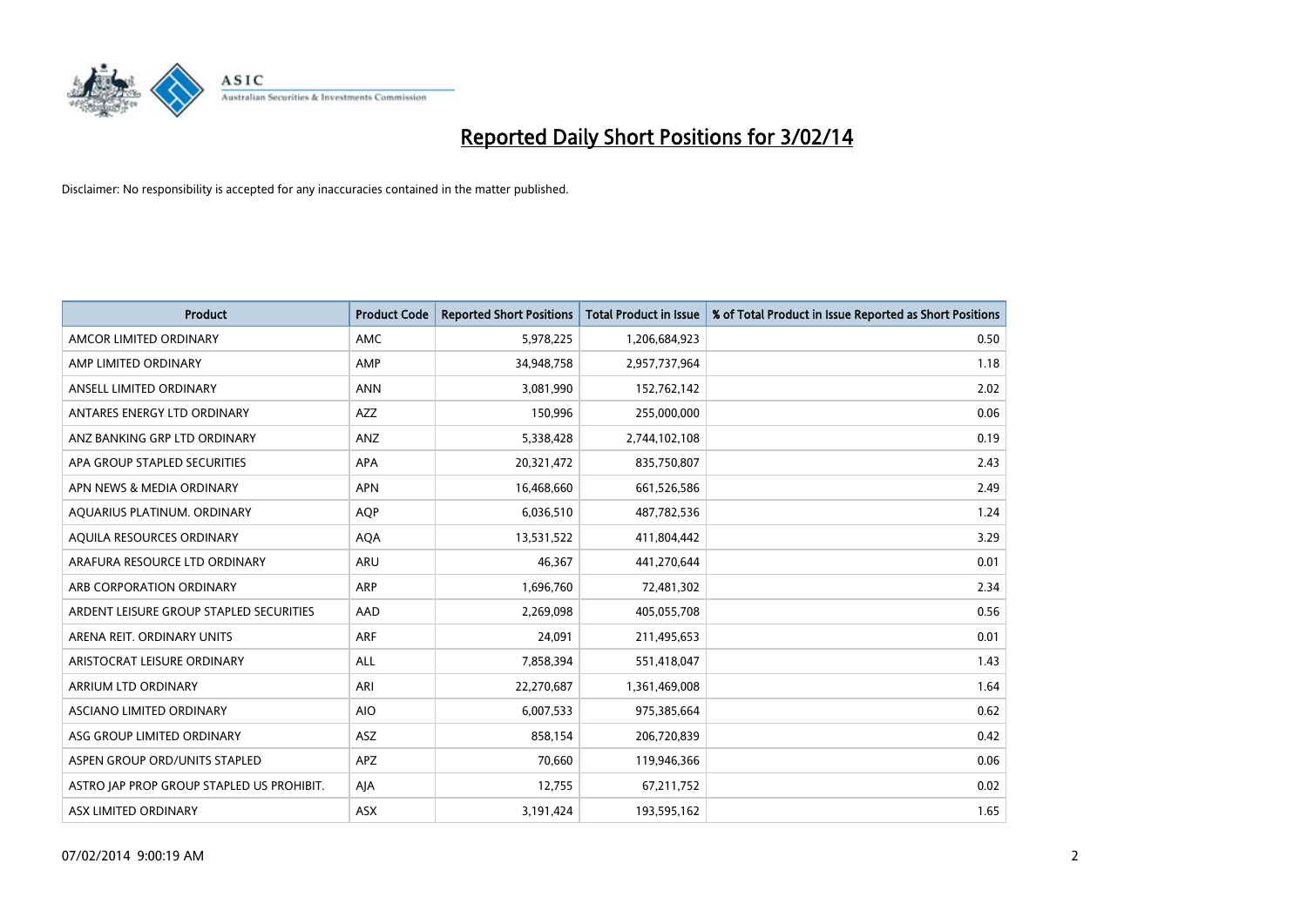# Reported Daily Short Positions for 3/02/14

Disclaimer: No responsibility is accepted for any inaccuracies contained in the matter published.

| Product | Product Code | Reported Short Positions | Total Product in Issue | % of Total Product in Issue Reported as Short Positions |
|---|---|---|---|---|
| AMCOR LIMITED ORDINARY | AMC | 5,978,225 | 1,206,684,923 | 0.50 |
| AMP LIMITED ORDINARY | AMP | 34,948,758 | 2,957,737,964 | 1.18 |
| ANSELL LIMITED ORDINARY | ANN | 3,081,990 | 152,762,142 | 2.02 |
| ANTARES ENERGY LTD ORDINARY | AZZ | 150,996 | 255,000,000 | 0.06 |
| ANZ BANKING GRP LTD ORDINARY | ANZ | 5,338,428 | 2,744,102,108 | 0.19 |
| APA GROUP STAPLED SECURITIES | APA | 20,321,472 | 835,750,807 | 2.43 |
| APN NEWS & MEDIA ORDINARY | APN | 16,468,660 | 661,526,586 | 2.49 |
| AQUARIUS PLATINUM. ORDINARY | AQP | 6,036,510 | 487,782,536 | 1.24 |
| AQUILA RESOURCES ORDINARY | AQA | 13,531,522 | 411,804,442 | 3.29 |
| ARAFURA RESOURCE LTD ORDINARY | ARU | 46,367 | 441,270,644 | 0.01 |
| ARB CORPORATION ORDINARY | ARP | 1,696,760 | 72,481,302 | 2.34 |
| ARDENT LEISURE GROUP STAPLED SECURITIES | AAD | 2,269,098 | 405,055,708 | 0.56 |
| ARENA REIT. ORDINARY UNITS | ARF | 24,091 | 211,495,653 | 0.01 |
| ARISTOCRAT LEISURE ORDINARY | ALL | 7,858,394 | 551,418,047 | 1.43 |
| ARRIUM LTD ORDINARY | ARI | 22,270,687 | 1,361,469,008 | 1.64 |
| ASCIANO LIMITED ORDINARY | AIO | 6,007,533 | 975,385,664 | 0.62 |
| ASG GROUP LIMITED ORDINARY | ASZ | 858,154 | 206,720,839 | 0.42 |
| ASPEN GROUP ORD/UNITS STAPLED | APZ | 70,660 | 119,946,366 | 0.06 |
| ASTRO JAP PROP GROUP STAPLED US PROHIBIT. | AJA | 12,755 | 67,211,752 | 0.02 |
| ASX LIMITED ORDINARY | ASX | 3,191,424 | 193,595,162 | 1.65 |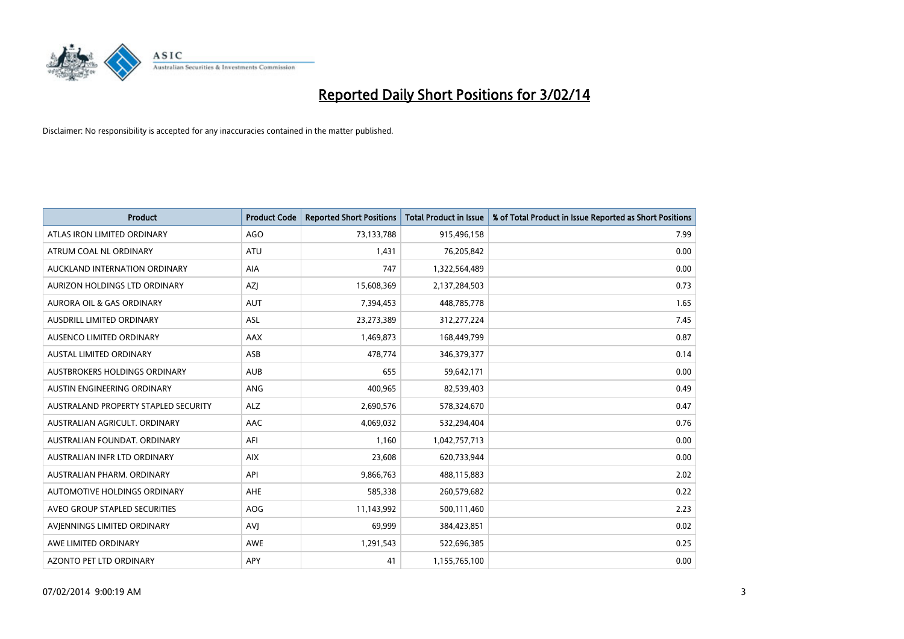# Reported Daily Short Positions for 3/02/14

Disclaimer: No responsibility is accepted for any inaccuracies contained in the matter published.

| Product | Product Code | Reported Short Positions | Total Product in Issue | % of Total Product in Issue Reported as Short Positions |
|---|---|---|---|---|
| ATLAS IRON LIMITED ORDINARY | AGO | 73,133,788 | 915,496,158 | 7.99 |
| ATRUM COAL NL ORDINARY | ATU | 1,431 | 76,205,842 | 0.00 |
| AUCKLAND INTERNATION ORDINARY | AIA | 747 | 1,322,564,489 | 0.00 |
| AURIZON HOLDINGS LTD ORDINARY | AZJ | 15,608,369 | 2,137,284,503 | 0.73 |
| AURORA OIL & GAS ORDINARY | AUT | 7,394,453 | 448,785,778 | 1.65 |
| AUSDRILL LIMITED ORDINARY | ASL | 23,273,389 | 312,277,224 | 7.45 |
| AUSENCO LIMITED ORDINARY | AAX | 1,469,873 | 168,449,799 | 0.87 |
| AUSTAL LIMITED ORDINARY | ASB | 478,774 | 346,379,377 | 0.14 |
| AUSTBROKERS HOLDINGS ORDINARY | AUB | 655 | 59,642,171 | 0.00 |
| AUSTIN ENGINEERING ORDINARY | ANG | 400,965 | 82,539,403 | 0.49 |
| AUSTRALAND PROPERTY STAPLED SECURITY | ALZ | 2,690,576 | 578,324,670 | 0.47 |
| AUSTRALIAN AGRICULT. ORDINARY | AAC | 4,069,032 | 532,294,404 | 0.76 |
| AUSTRALIAN FOUNDAT. ORDINARY | AFI | 1,160 | 1,042,757,713 | 0.00 |
| AUSTRALIAN INFR LTD ORDINARY | AIX | 23,608 | 620,733,944 | 0.00 |
| AUSTRALIAN PHARM. ORDINARY | API | 9,866,763 | 488,115,883 | 2.02 |
| AUTOMOTIVE HOLDINGS ORDINARY | AHE | 585,338 | 260,579,682 | 0.22 |
| AVEO GROUP STAPLED SECURITIES | AOG | 11,143,992 | 500,111,460 | 2.23 |
| AVJENNINGS LIMITED ORDINARY | AVJ | 69,999 | 384,423,851 | 0.02 |
| AWE LIMITED ORDINARY | AWE | 1,291,543 | 522,696,385 | 0.25 |
| AZONTO PET LTD ORDINARY | APY | 41 | 1,155,765,100 | 0.00 |

07/02/2014 9:00:19 AM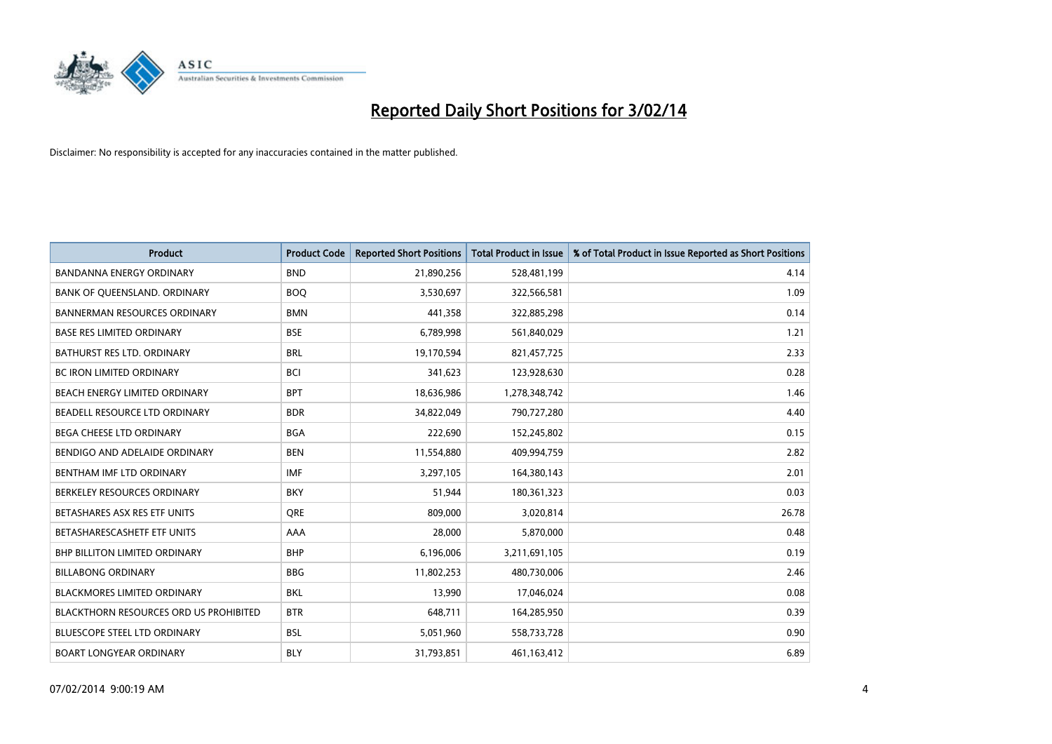# Reported Daily Short Positions for 3/02/14

Disclaimer: No responsibility is accepted for any inaccuracies contained in the matter published.

| Product | Product Code | Reported Short Positions | Total Product in Issue | % of Total Product in Issue Reported as Short Positions |
|---|---|---|---|---|
| BANDANNA ENERGY ORDINARY | BND | 21,890,256 | 528,481,199 | 4.14 |
| BANK OF QUEENSLAND. ORDINARY | BOQ | 3,530,697 | 322,566,581 | 1.09 |
| BANNERMAN RESOURCES ORDINARY | BMN | 441,358 | 322,885,298 | 0.14 |
| BASE RES LIMITED ORDINARY | BSE | 6,789,998 | 561,840,029 | 1.21 |
| BATHURST RES LTD. ORDINARY | BRL | 19,170,594 | 821,457,725 | 2.33 |
| BC IRON LIMITED ORDINARY | BCI | 341,623 | 123,928,630 | 0.28 |
| BEACH ENERGY LIMITED ORDINARY | BPT | 18,636,986 | 1,278,348,742 | 1.46 |
| BEADELL RESOURCE LTD ORDINARY | BDR | 34,822,049 | 790,727,280 | 4.40 |
| BEGA CHEESE LTD ORDINARY | BGA | 222,690 | 152,245,802 | 0.15 |
| BENDIGO AND ADELAIDE ORDINARY | BEN | 11,554,880 | 409,994,759 | 2.82 |
| BENTHAM IMF LTD ORDINARY | IMF | 3,297,105 | 164,380,143 | 2.01 |
| BERKELEY RESOURCES ORDINARY | BKY | 51,944 | 180,361,323 | 0.03 |
| BETASHARES ASX RES ETF UNITS | QRE | 809,000 | 3,020,814 | 26.78 |
| BETASHARESCASHETF ETF UNITS | AAA | 28,000 | 5,870,000 | 0.48 |
| BHP BILLITON LIMITED ORDINARY | BHP | 6,196,006 | 3,211,691,105 | 0.19 |
| BILLABONG ORDINARY | BBG | 11,802,253 | 480,730,006 | 2.46 |
| BLACKMORES LIMITED ORDINARY | BKL | 13,990 | 17,046,024 | 0.08 |
| BLACKTHORN RESOURCES ORD US PROHIBITED | BTR | 648,711 | 164,285,950 | 0.39 |
| BLUESCOPE STEEL LTD ORDINARY | BSL | 5,051,960 | 558,733,728 | 0.90 |
| BOART LONGYEAR ORDINARY | BLY | 31,793,851 | 461,163,412 | 6.89 |

07/02/2014 9:00:19 AM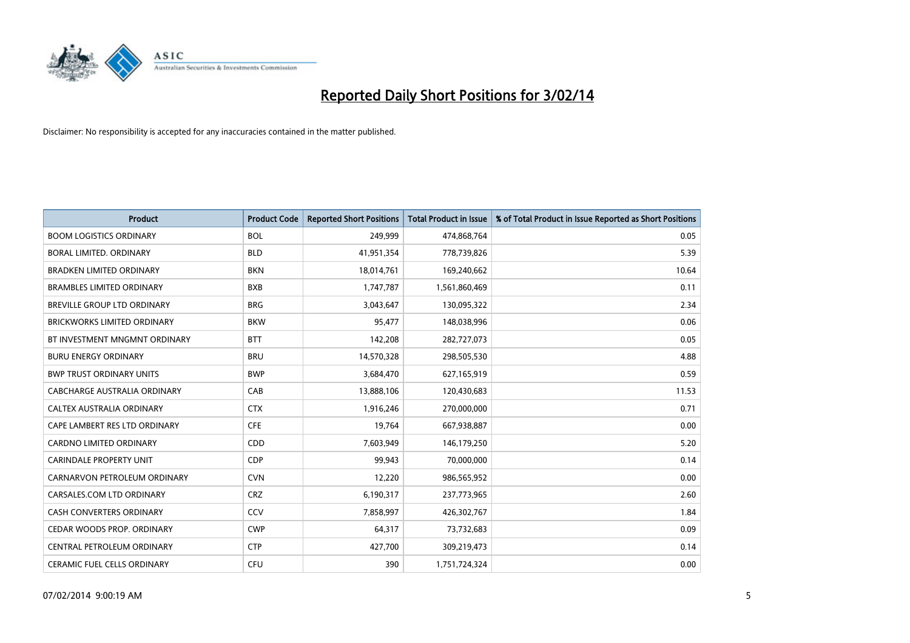# Reported Daily Short Positions for 3/02/14

Disclaimer: No responsibility is accepted for any inaccuracies contained in the matter published.

| Product | Product Code | Reported Short Positions | Total Product in Issue | % of Total Product in Issue Reported as Short Positions |
|---|---|---|---|---|
| BOOM LOGISTICS ORDINARY | BOL | 249,999 | 474,868,764 | 0.05 |
| BORAL LIMITED. ORDINARY | BLD | 41,951,354 | 778,739,826 | 5.39 |
| BRADKEN LIMITED ORDINARY | BKN | 18,014,761 | 169,240,662 | 10.64 |
| BRAMBLES LIMITED ORDINARY | BXB | 1,747,787 | 1,561,860,469 | 0.11 |
| BREVILLE GROUP LTD ORDINARY | BRG | 3,043,647 | 130,095,322 | 2.34 |
| BRICKWORKS LIMITED ORDINARY | BKW | 95,477 | 148,038,996 | 0.06 |
| BT INVESTMENT MNGMNT ORDINARY | BTT | 142,208 | 282,727,073 | 0.05 |
| BURU ENERGY ORDINARY | BRU | 14,570,328 | 298,505,530 | 4.88 |
| BWP TRUST ORDINARY UNITS | BWP | 3,684,470 | 627,165,919 | 0.59 |
| CABCHARGE AUSTRALIA ORDINARY | CAB | 13,888,106 | 120,430,683 | 11.53 |
| CALTEX AUSTRALIA ORDINARY | CTX | 1,916,246 | 270,000,000 | 0.71 |
| CAPE LAMBERT RES LTD ORDINARY | CFE | 19,764 | 667,938,887 | 0.00 |
| CARDNO LIMITED ORDINARY | CDD | 7,603,949 | 146,179,250 | 5.20 |
| CARINDALE PROPERTY UNIT | CDP | 99,943 | 70,000,000 | 0.14 |
| CARNARVON PETROLEUM ORDINARY | CVN | 12,220 | 986,565,952 | 0.00 |
| CARSALES.COM LTD ORDINARY | CRZ | 6,190,317 | 237,773,965 | 2.60 |
| CASH CONVERTERS ORDINARY | CCV | 7,858,997 | 426,302,767 | 1.84 |
| CEDAR WOODS PROP. ORDINARY | CWP | 64,317 | 73,732,683 | 0.09 |
| CENTRAL PETROLEUM ORDINARY | CTP | 427,700 | 309,219,473 | 0.14 |
| CERAMIC FUEL CELLS ORDINARY | CFU | 390 | 1,751,724,324 | 0.00 |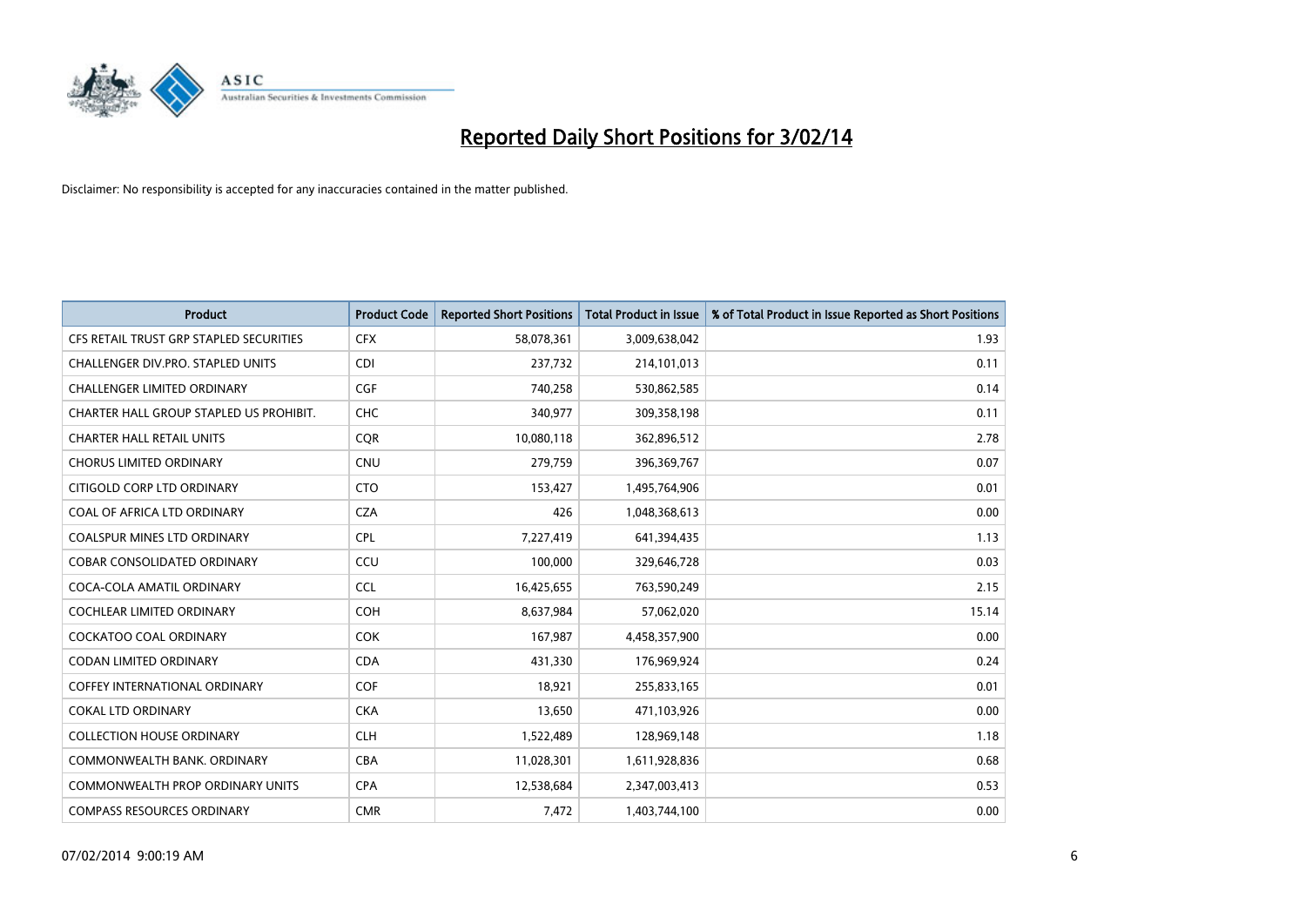# Reported Daily Short Positions for 3/02/14

Disclaimer: No responsibility is accepted for any inaccuracies contained in the matter published.

| Product | Product Code | Reported Short Positions | Total Product in Issue | % of Total Product in Issue Reported as Short Positions |
|---|---|---|---|---|
| CFS RETAIL TRUST GRP STAPLED SECURITIES | CFX | 58,078,361 | 3,009,638,042 | 1.93 |
| CHALLENGER DIV.PRO. STAPLED UNITS | CDI | 237,732 | 214,101,013 | 0.11 |
| CHALLENGER LIMITED ORDINARY | CGF | 740,258 | 530,862,585 | 0.14 |
| CHARTER HALL GROUP STAPLED US PROHIBIT. | CHC | 340,977 | 309,358,198 | 0.11 |
| CHARTER HALL RETAIL UNITS | CQR | 10,080,118 | 362,896,512 | 2.78 |
| CHORUS LIMITED ORDINARY | CNU | 279,759 | 396,369,767 | 0.07 |
| CITIGOLD CORP LTD ORDINARY | CTO | 153,427 | 1,495,764,906 | 0.01 |
| COAL OF AFRICA LTD ORDINARY | CZA | 426 | 1,048,368,613 | 0.00 |
| COALSPUR MINES LTD ORDINARY | CPL | 7,227,419 | 641,394,435 | 1.13 |
| COBAR CONSOLIDATED ORDINARY | CCU | 100,000 | 329,646,728 | 0.03 |
| COCA-COLA AMATIL ORDINARY | CCL | 16,425,655 | 763,590,249 | 2.15 |
| COCHLEAR LIMITED ORDINARY | COH | 8,637,984 | 57,062,020 | 15.14 |
| COCKATOO COAL ORDINARY | COK | 167,987 | 4,458,357,900 | 0.00 |
| CODAN LIMITED ORDINARY | CDA | 431,330 | 176,969,924 | 0.24 |
| COFFEY INTERNATIONAL ORDINARY | COF | 18,921 | 255,833,165 | 0.01 |
| COKAL LTD ORDINARY | CKA | 13,650 | 471,103,926 | 0.00 |
| COLLECTION HOUSE ORDINARY | CLH | 1,522,489 | 128,969,148 | 1.18 |
| COMMONWEALTH BANK. ORDINARY | CBA | 11,028,301 | 1,611,928,836 | 0.68 |
| COMMONWEALTH PROP ORDINARY UNITS | CPA | 12,538,684 | 2,347,003,413 | 0.53 |
| COMPASS RESOURCES ORDINARY | CMR | 7,472 | 1,403,744,100 | 0.00 |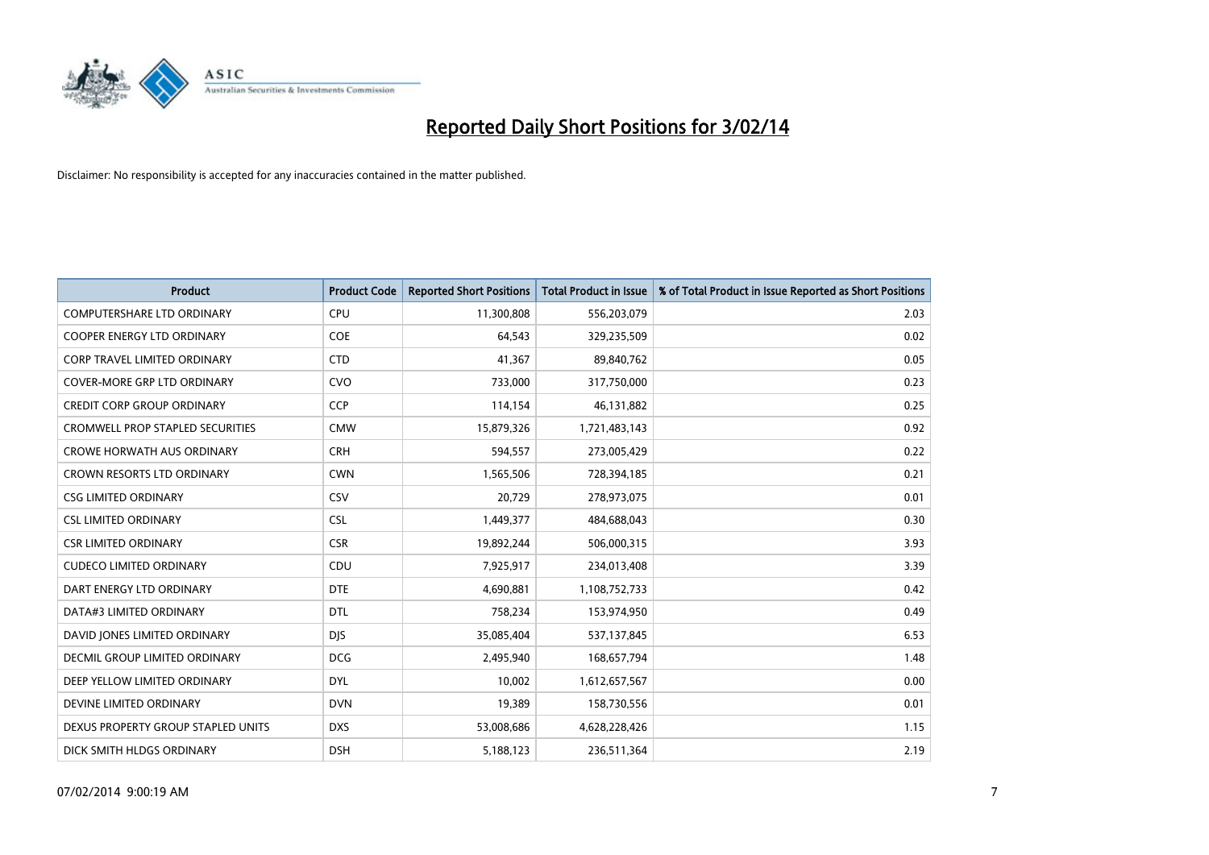# Reported Daily Short Positions for 3/02/14

Disclaimer: No responsibility is accepted for any inaccuracies contained in the matter published.

| Product | Product Code | Reported Short Positions | Total Product in Issue | % of Total Product in Issue Reported as Short Positions |
|---|---|---|---|---|
| COMPUTERSHARE LTD ORDINARY | CPU | 11,300,808 | 556,203,079 | 2.03 |
| COOPER ENERGY LTD ORDINARY | COE | 64,543 | 329,235,509 | 0.02 |
| CORP TRAVEL LIMITED ORDINARY | CTD | 41,367 | 89,840,762 | 0.05 |
| COVER-MORE GRP LTD ORDINARY | CVO | 733,000 | 317,750,000 | 0.23 |
| CREDIT CORP GROUP ORDINARY | CCP | 114,154 | 46,131,882 | 0.25 |
| CROMWELL PROP STAPLED SECURITIES | CMW | 15,879,326 | 1,721,483,143 | 0.92 |
| CROWE HORWATH AUS ORDINARY | CRH | 594,557 | 273,005,429 | 0.22 |
| CROWN RESORTS LTD ORDINARY | CWN | 1,565,506 | 728,394,185 | 0.21 |
| CSG LIMITED ORDINARY | CSV | 20,729 | 278,973,075 | 0.01 |
| CSL LIMITED ORDINARY | CSL | 1,449,377 | 484,688,043 | 0.30 |
| CSR LIMITED ORDINARY | CSR | 19,892,244 | 506,000,315 | 3.93 |
| CUDECO LIMITED ORDINARY | CDU | 7,925,917 | 234,013,408 | 3.39 |
| DART ENERGY LTD ORDINARY | DTE | 4,690,881 | 1,108,752,733 | 0.42 |
| DATA#3 LIMITED ORDINARY | DTL | 758,234 | 153,974,950 | 0.49 |
| DAVID JONES LIMITED ORDINARY | DJS | 35,085,404 | 537,137,845 | 6.53 |
| DECMIL GROUP LIMITED ORDINARY | DCG | 2,495,940 | 168,657,794 | 1.48 |
| DEEP YELLOW LIMITED ORDINARY | DYL | 10,002 | 1,612,657,567 | 0.00 |
| DEVINE LIMITED ORDINARY | DVN | 19,389 | 158,730,556 | 0.01 |
| DEXUS PROPERTY GROUP STAPLED UNITS | DXS | 53,008,686 | 4,628,228,426 | 1.15 |
| DICK SMITH HLDGS ORDINARY | DSH | 5,188,123 | 236,511,364 | 2.19 |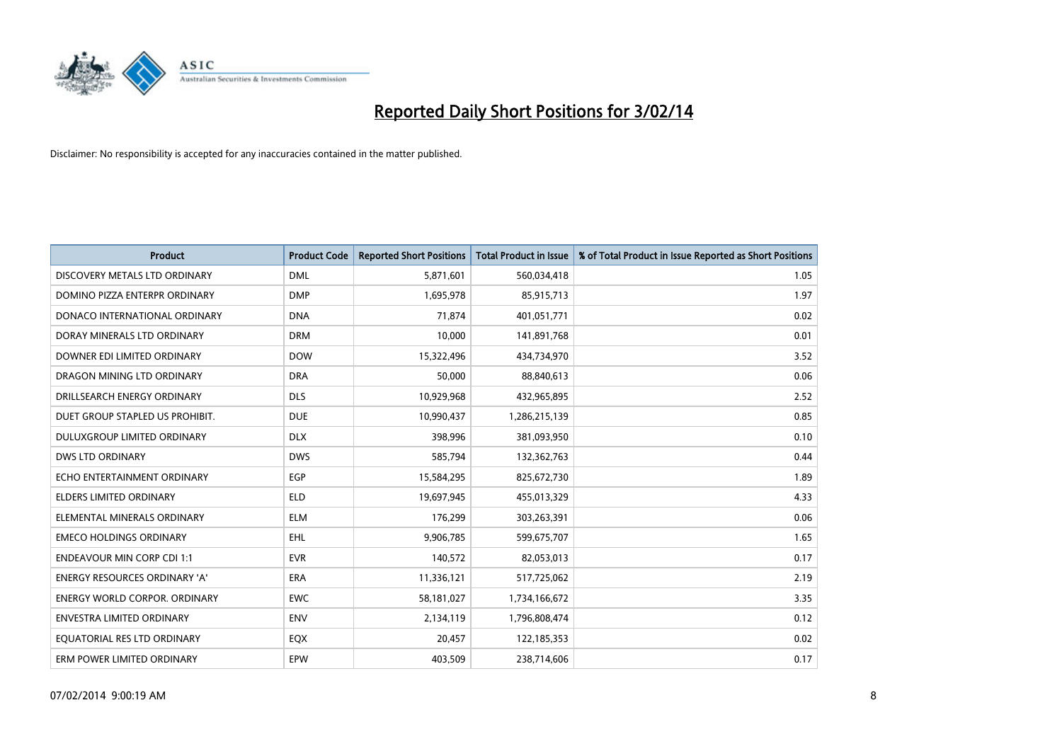# Reported Daily Short Positions for 3/02/14

Disclaimer: No responsibility is accepted for any inaccuracies contained in the matter published.

| Product | Product Code | Reported Short Positions | Total Product in Issue | % of Total Product in Issue Reported as Short Positions |
|---|---|---|---|---|
| DISCOVERY METALS LTD ORDINARY | DML | 5,871,601 | 560,034,418 | 1.05 |
| DOMINO PIZZA ENTERPR ORDINARY | DMP | 1,695,978 | 85,915,713 | 1.97 |
| DONACO INTERNATIONAL ORDINARY | DNA | 71,874 | 401,051,771 | 0.02 |
| DORAY MINERALS LTD ORDINARY | DRM | 10,000 | 141,891,768 | 0.01 |
| DOWNER EDI LIMITED ORDINARY | DOW | 15,322,496 | 434,734,970 | 3.52 |
| DRAGON MINING LTD ORDINARY | DRA | 50,000 | 88,840,613 | 0.06 |
| DRILLSEARCH ENERGY ORDINARY | DLS | 10,929,968 | 432,965,895 | 2.52 |
| DUET GROUP STAPLED US PROHIBIT. | DUE | 10,990,437 | 1,286,215,139 | 0.85 |
| DULUXGROUP LIMITED ORDINARY | DLX | 398,996 | 381,093,950 | 0.10 |
| DWS LTD ORDINARY | DWS | 585,794 | 132,362,763 | 0.44 |
| ECHO ENTERTAINMENT ORDINARY | EGP | 15,584,295 | 825,672,730 | 1.89 |
| ELDERS LIMITED ORDINARY | ELD | 19,697,945 | 455,013,329 | 4.33 |
| ELEMENTAL MINERALS ORDINARY | ELM | 176,299 | 303,263,391 | 0.06 |
| EMECO HOLDINGS ORDINARY | EHL | 9,906,785 | 599,675,707 | 1.65 |
| ENDEAVOUR MIN CORP CDI 1:1 | EVR | 140,572 | 82,053,013 | 0.17 |
| ENERGY RESOURCES ORDINARY 'A' | ERA | 11,336,121 | 517,725,062 | 2.19 |
| ENERGY WORLD CORPOR. ORDINARY | EWC | 58,181,027 | 1,734,166,672 | 3.35 |
| ENVESTRA LIMITED ORDINARY | ENV | 2,134,119 | 1,796,808,474 | 0.12 |
| EQUATORIAL RES LTD ORDINARY | EQX | 20,457 | 122,185,353 | 0.02 |
| ERM POWER LIMITED ORDINARY | EPW | 403,509 | 238,714,606 | 0.17 |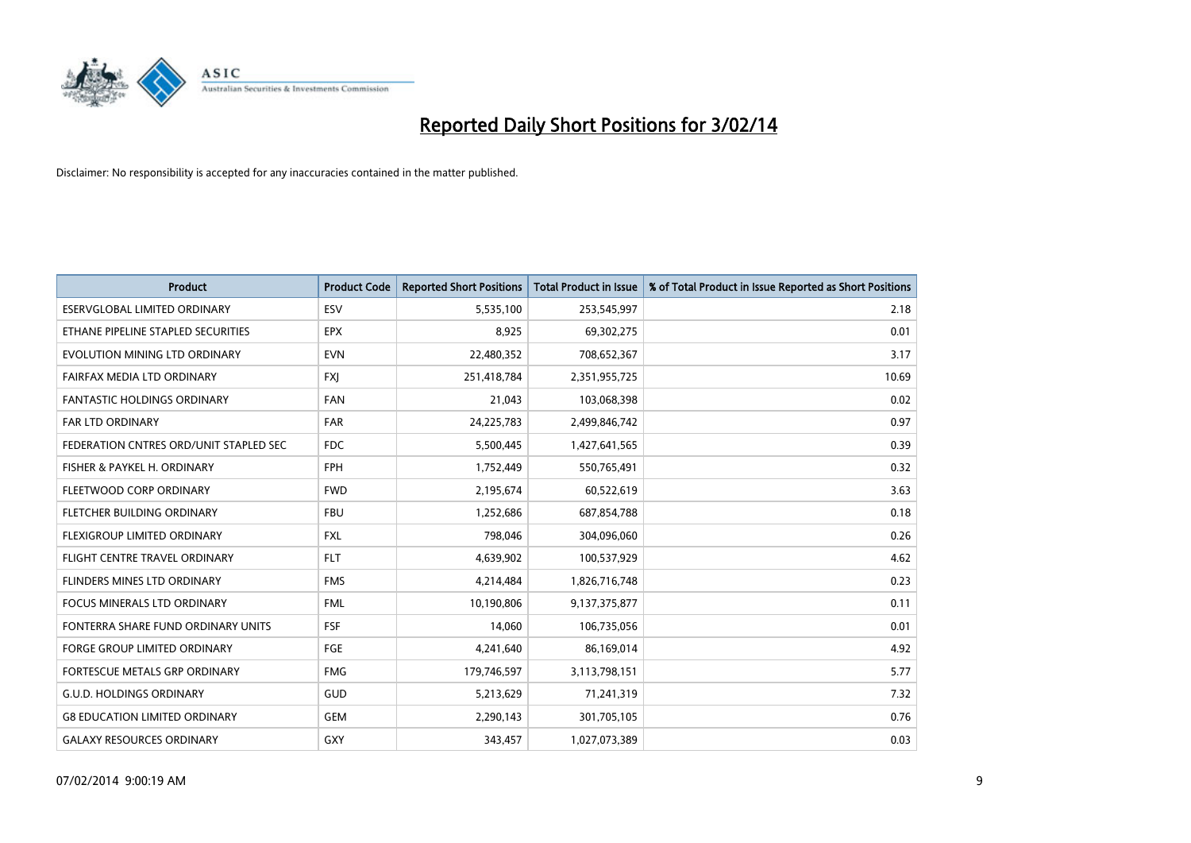# Reported Daily Short Positions for 3/02/14

Disclaimer: No responsibility is accepted for any inaccuracies contained in the matter published.

| Product | Product Code | Reported Short Positions | Total Product in Issue | % of Total Product in Issue Reported as Short Positions |
|---|---|---|---|---|
| ESERVGLOBAL LIMITED ORDINARY | ESV | 5,535,100 | 253,545,997 | 2.18 |
| ETHANE PIPELINE STAPLED SECURITIES | EPX | 8,925 | 69,302,275 | 0.01 |
| EVOLUTION MINING LTD ORDINARY | EVN | 22,480,352 | 708,652,367 | 3.17 |
| FAIRFAX MEDIA LTD ORDINARY | FXJ | 251,418,784 | 2,351,955,725 | 10.69 |
| FANTASTIC HOLDINGS ORDINARY | FAN | 21,043 | 103,068,398 | 0.02 |
| FAR LTD ORDINARY | FAR | 24,225,783 | 2,499,846,742 | 0.97 |
| FEDERATION CNTRES ORD/UNIT STAPLED SEC | FDC | 5,500,445 | 1,427,641,565 | 0.39 |
| FISHER & PAYKEL H. ORDINARY | FPH | 1,752,449 | 550,765,491 | 0.32 |
| FLEETWOOD CORP ORDINARY | FWD | 2,195,674 | 60,522,619 | 3.63 |
| FLETCHER BUILDING ORDINARY | FBU | 1,252,686 | 687,854,788 | 0.18 |
| FLEXIGROUP LIMITED ORDINARY | FXL | 798,046 | 304,096,060 | 0.26 |
| FLIGHT CENTRE TRAVEL ORDINARY | FLT | 4,639,902 | 100,537,929 | 4.62 |
| FLINDERS MINES LTD ORDINARY | FMS | 4,214,484 | 1,826,716,748 | 0.23 |
| FOCUS MINERALS LTD ORDINARY | FML | 10,190,806 | 9,137,375,877 | 0.11 |
| FONTERRA SHARE FUND ORDINARY UNITS | FSF | 14,060 | 106,735,056 | 0.01 |
| FORGE GROUP LIMITED ORDINARY | FGE | 4,241,640 | 86,169,014 | 4.92 |
| FORTESCUE METALS GRP ORDINARY | FMG | 179,746,597 | 3,113,798,151 | 5.77 |
| G.U.D. HOLDINGS ORDINARY | GUD | 5,213,629 | 71,241,319 | 7.32 |
| G8 EDUCATION LIMITED ORDINARY | GEM | 2,290,143 | 301,705,105 | 0.76 |
| GALAXY RESOURCES ORDINARY | GXY | 343,457 | 1,027,073,389 | 0.03 |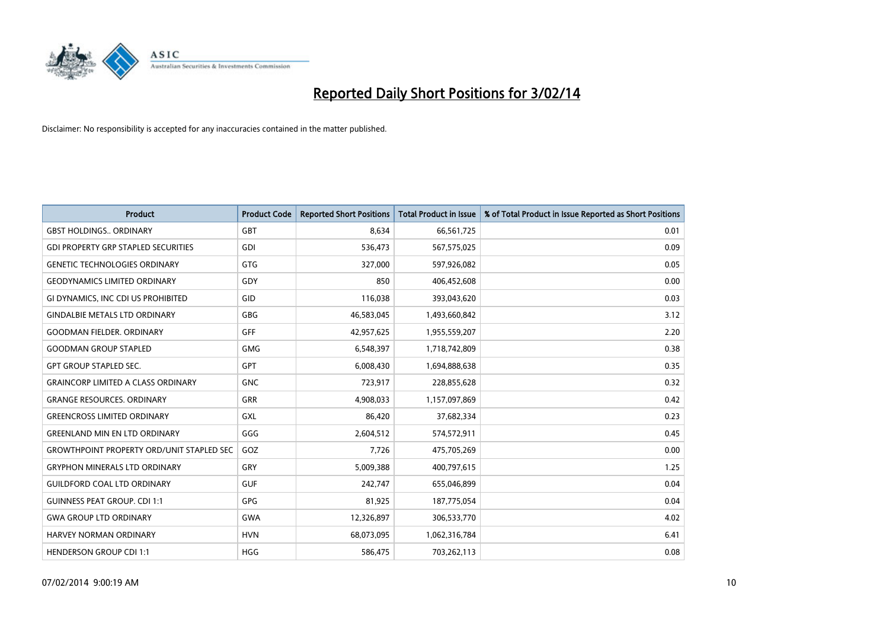# Reported Daily Short Positions for 3/02/14

Disclaimer: No responsibility is accepted for any inaccuracies contained in the matter published.

| Product | Product Code | Reported Short Positions | Total Product in Issue | % of Total Product in Issue Reported as Short Positions |
|---|---|---|---|---|
| GBST HOLDINGS.. ORDINARY | GBT | 8,634 | 66,561,725 | 0.01 |
| GDI PROPERTY GRP STAPLED SECURITIES | GDI | 536,473 | 567,575,025 | 0.09 |
| GENETIC TECHNOLOGIES ORDINARY | GTG | 327,000 | 597,926,082 | 0.05 |
| GEODYNAMICS LIMITED ORDINARY | GDY | 850 | 406,452,608 | 0.00 |
| GI DYNAMICS, INC CDI US PROHIBITED | GID | 116,038 | 393,043,620 | 0.03 |
| GINDALBIE METALS LTD ORDINARY | GBG | 46,583,045 | 1,493,660,842 | 3.12 |
| GOODMAN FIELDER. ORDINARY | GFF | 42,957,625 | 1,955,559,207 | 2.20 |
| GOODMAN GROUP STAPLED | GMG | 6,548,397 | 1,718,742,809 | 0.38 |
| GPT GROUP STAPLED SEC. | GPT | 6,008,430 | 1,694,888,638 | 0.35 |
| GRAINCORP LIMITED A CLASS ORDINARY | GNC | 723,917 | 228,855,628 | 0.32 |
| GRANGE RESOURCES. ORDINARY | GRR | 4,908,033 | 1,157,097,869 | 0.42 |
| GREENCROSS LIMITED ORDINARY | GXL | 86,420 | 37,682,334 | 0.23 |
| GREENLAND MIN EN LTD ORDINARY | GGG | 2,604,512 | 574,572,911 | 0.45 |
| GROWTHPOINT PROPERTY ORD/UNIT STAPLED SEC | GOZ | 7,726 | 475,705,269 | 0.00 |
| GRYPHON MINERALS LTD ORDINARY | GRY | 5,009,388 | 400,797,615 | 1.25 |
| GUILDFORD COAL LTD ORDINARY | GUF | 242,747 | 655,046,899 | 0.04 |
| GUINNESS PEAT GROUP. CDI 1:1 | GPG | 81,925 | 187,775,054 | 0.04 |
| GWA GROUP LTD ORDINARY | GWA | 12,326,897 | 306,533,770 | 4.02 |
| HARVEY NORMAN ORDINARY | HVN | 68,073,095 | 1,062,316,784 | 6.41 |
| HENDERSON GROUP CDI 1:1 | HGG | 586,475 | 703,262,113 | 0.08 |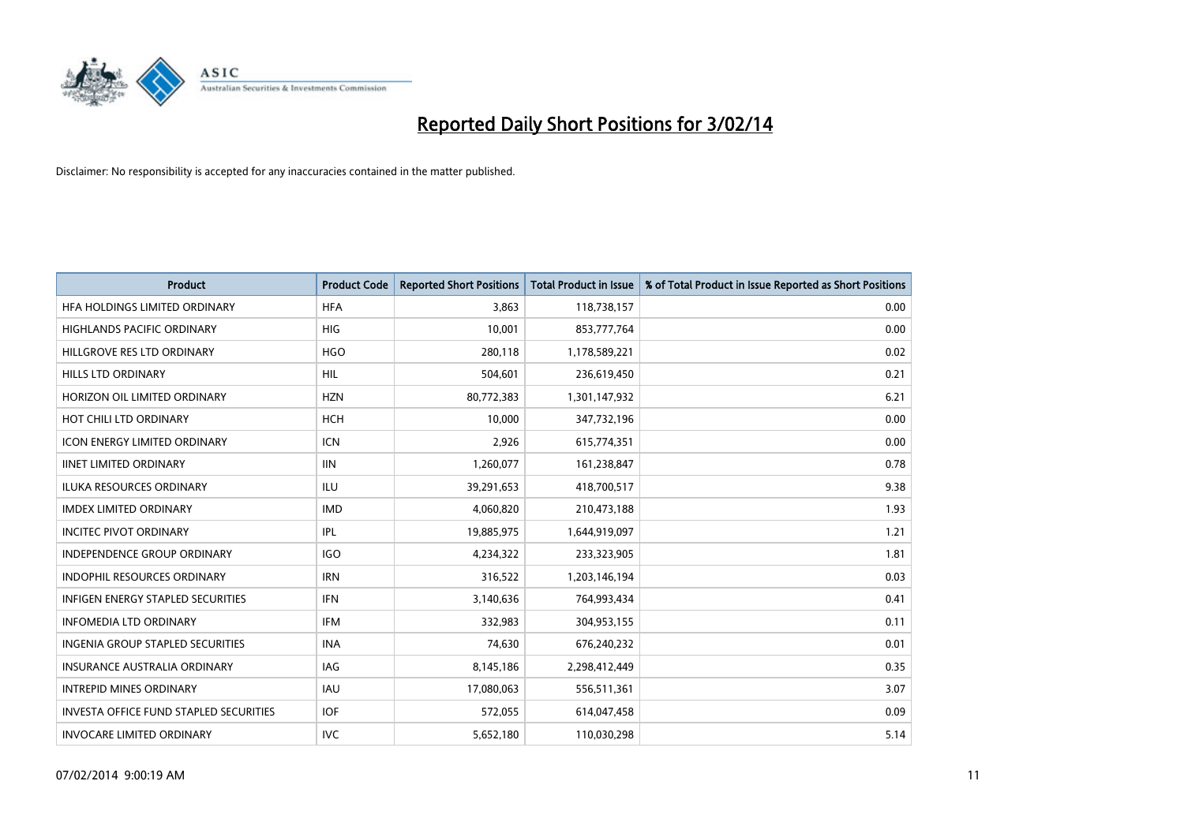# Reported Daily Short Positions for 3/02/14

Disclaimer: No responsibility is accepted for any inaccuracies contained in the matter published.

| Product | Product Code | Reported Short Positions | Total Product in Issue | % of Total Product in Issue Reported as Short Positions |
|---|---|---|---|---|
| HFA HOLDINGS LIMITED ORDINARY | HFA | 3,863 | 118,738,157 | 0.00 |
| HIGHLANDS PACIFIC ORDINARY | HIG | 10,001 | 853,777,764 | 0.00 |
| HILLGROVE RES LTD ORDINARY | HGO | 280,118 | 1,178,589,221 | 0.02 |
| HILLS LTD ORDINARY | HIL | 504,601 | 236,619,450 | 0.21 |
| HORIZON OIL LIMITED ORDINARY | HZN | 80,772,383 | 1,301,147,932 | 6.21 |
| HOT CHILI LTD ORDINARY | HCH | 10,000 | 347,732,196 | 0.00 |
| ICON ENERGY LIMITED ORDINARY | ICN | 2,926 | 615,774,351 | 0.00 |
| IINET LIMITED ORDINARY | IIN | 1,260,077 | 161,238,847 | 0.78 |
| ILUKA RESOURCES ORDINARY | ILU | 39,291,653 | 418,700,517 | 9.38 |
| IMDEX LIMITED ORDINARY | IMD | 4,060,820 | 210,473,188 | 1.93 |
| INCITEC PIVOT ORDINARY | IPL | 19,885,975 | 1,644,919,097 | 1.21 |
| INDEPENDENCE GROUP ORDINARY | IGO | 4,234,322 | 233,323,905 | 1.81 |
| INDOPHIL RESOURCES ORDINARY | IRN | 316,522 | 1,203,146,194 | 0.03 |
| INFIGEN ENERGY STAPLED SECURITIES | IFN | 3,140,636 | 764,993,434 | 0.41 |
| INFOMEDIA LTD ORDINARY | IFM | 332,983 | 304,953,155 | 0.11 |
| INGENIA GROUP STAPLED SECURITIES | INA | 74,630 | 676,240,232 | 0.01 |
| INSURANCE AUSTRALIA ORDINARY | IAG | 8,145,186 | 2,298,412,449 | 0.35 |
| INTREPID MINES ORDINARY | IAU | 17,080,063 | 556,511,361 | 3.07 |
| INVESTA OFFICE FUND STAPLED SECURITIES | IOF | 572,055 | 614,047,458 | 0.09 |
| INVOCARE LIMITED ORDINARY | IVC | 5,652,180 | 110,030,298 | 5.14 |

07/02/2014 9:00:19 AM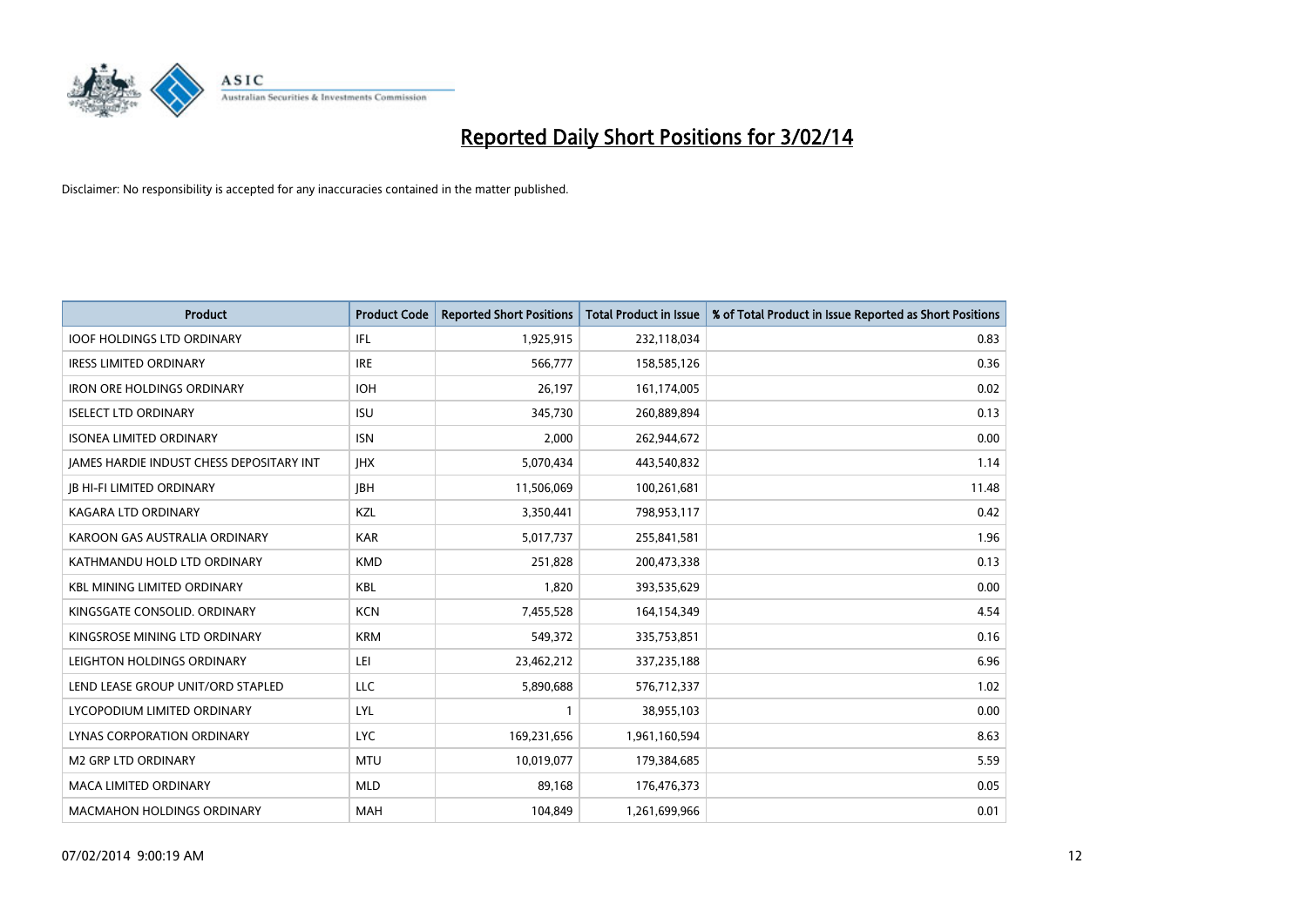# Reported Daily Short Positions for 3/02/14

Disclaimer: No responsibility is accepted for any inaccuracies contained in the matter published.

| Product | Product Code | Reported Short Positions | Total Product in Issue | % of Total Product in Issue Reported as Short Positions |
|---|---|---|---|---|
| IOOF HOLDINGS LTD ORDINARY | IFL | 1,925,915 | 232,118,034 | 0.83 |
| IRESS LIMITED ORDINARY | IRE | 566,777 | 158,585,126 | 0.36 |
| IRON ORE HOLDINGS ORDINARY | IOH | 26,197 | 161,174,005 | 0.02 |
| ISELECT LTD ORDINARY | ISU | 345,730 | 260,889,894 | 0.13 |
| ISONEA LIMITED ORDINARY | ISN | 2,000 | 262,944,672 | 0.00 |
| JAMES HARDIE INDUST CHESS DEPOSITARY INT | JHX | 5,070,434 | 443,540,832 | 1.14 |
| JB HI-FI LIMITED ORDINARY | JBH | 11,506,069 | 100,261,681 | 11.48 |
| KAGARA LTD ORDINARY | KZL | 3,350,441 | 798,953,117 | 0.42 |
| KAROON GAS AUSTRALIA ORDINARY | KAR | 5,017,737 | 255,841,581 | 1.96 |
| KATHMANDU HOLD LTD ORDINARY | KMD | 251,828 | 200,473,338 | 0.13 |
| KBL MINING LIMITED ORDINARY | KBL | 1,820 | 393,535,629 | 0.00 |
| KINGSGATE CONSOLID. ORDINARY | KCN | 7,455,528 | 164,154,349 | 4.54 |
| KINGSROSE MINING LTD ORDINARY | KRM | 549,372 | 335,753,851 | 0.16 |
| LEIGHTON HOLDINGS ORDINARY | LEI | 23,462,212 | 337,235,188 | 6.96 |
| LEND LEASE GROUP UNIT/ORD STAPLED | LLC | 5,890,688 | 576,712,337 | 1.02 |
| LYCOPODIUM LIMITED ORDINARY | LYL | 1 | 38,955,103 | 0.00 |
| LYNAS CORPORATION ORDINARY | LYC | 169,231,656 | 1,961,160,594 | 8.63 |
| M2 GRP LTD ORDINARY | MTU | 10,019,077 | 179,384,685 | 5.59 |
| MACA LIMITED ORDINARY | MLD | 89,168 | 176,476,373 | 0.05 |
| MACMAHON HOLDINGS ORDINARY | MAH | 104,849 | 1,261,699,966 | 0.01 |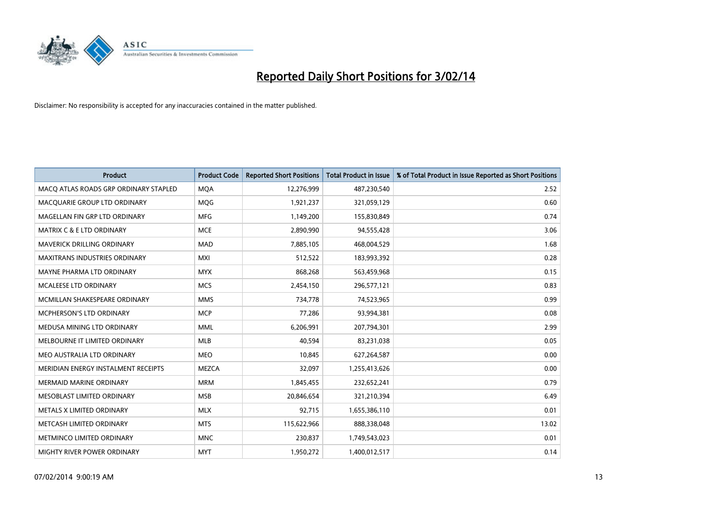# Reported Daily Short Positions for 3/02/14

Disclaimer: No responsibility is accepted for any inaccuracies contained in the matter published.

| Product | Product Code | Reported Short Positions | Total Product in Issue | % of Total Product in Issue Reported as Short Positions |
|---|---|---|---|---|
| MACQ ATLAS ROADS GRP ORDINARY STAPLED | MQA | 12,276,999 | 487,230,540 | 2.52 |
| MACQUARIE GROUP LTD ORDINARY | MQG | 1,921,237 | 321,059,129 | 0.60 |
| MAGELLAN FIN GRP LTD ORDINARY | MFG | 1,149,200 | 155,830,849 | 0.74 |
| MATRIX C & E LTD ORDINARY | MCE | 2,890,990 | 94,555,428 | 3.06 |
| MAVERICK DRILLING ORDINARY | MAD | 7,885,105 | 468,004,529 | 1.68 |
| MAXITRANS INDUSTRIES ORDINARY | MXI | 512,522 | 183,993,392 | 0.28 |
| MAYNE PHARMA LTD ORDINARY | MYX | 868,268 | 563,459,968 | 0.15 |
| MCALEESE LTD ORDINARY | MCS | 2,454,150 | 296,577,121 | 0.83 |
| MCMILLAN SHAKESPEARE ORDINARY | MMS | 734,778 | 74,523,965 | 0.99 |
| MCPHERSON'S LTD ORDINARY | MCP | 77,286 | 93,994,381 | 0.08 |
| MEDUSA MINING LTD ORDINARY | MML | 6,206,991 | 207,794,301 | 2.99 |
| MELBOURNE IT LIMITED ORDINARY | MLB | 40,594 | 83,231,038 | 0.05 |
| MEO AUSTRALIA LTD ORDINARY | MEO | 10,845 | 627,264,587 | 0.00 |
| MERIDIAN ENERGY INSTALMENT RECEIPTS | MEZCA | 32,097 | 1,255,413,626 | 0.00 |
| MERMAID MARINE ORDINARY | MRM | 1,845,455 | 232,652,241 | 0.79 |
| MESOBLAST LIMITED ORDINARY | MSB | 20,846,654 | 321,210,394 | 6.49 |
| METALS X LIMITED ORDINARY | MLX | 92,715 | 1,655,386,110 | 0.01 |
| METCASH LIMITED ORDINARY | MTS | 115,622,966 | 888,338,048 | 13.02 |
| METMINCO LIMITED ORDINARY | MNC | 230,837 | 1,749,543,023 | 0.01 |
| MIGHTY RIVER POWER ORDINARY | MYT | 1,950,272 | 1,400,012,517 | 0.14 |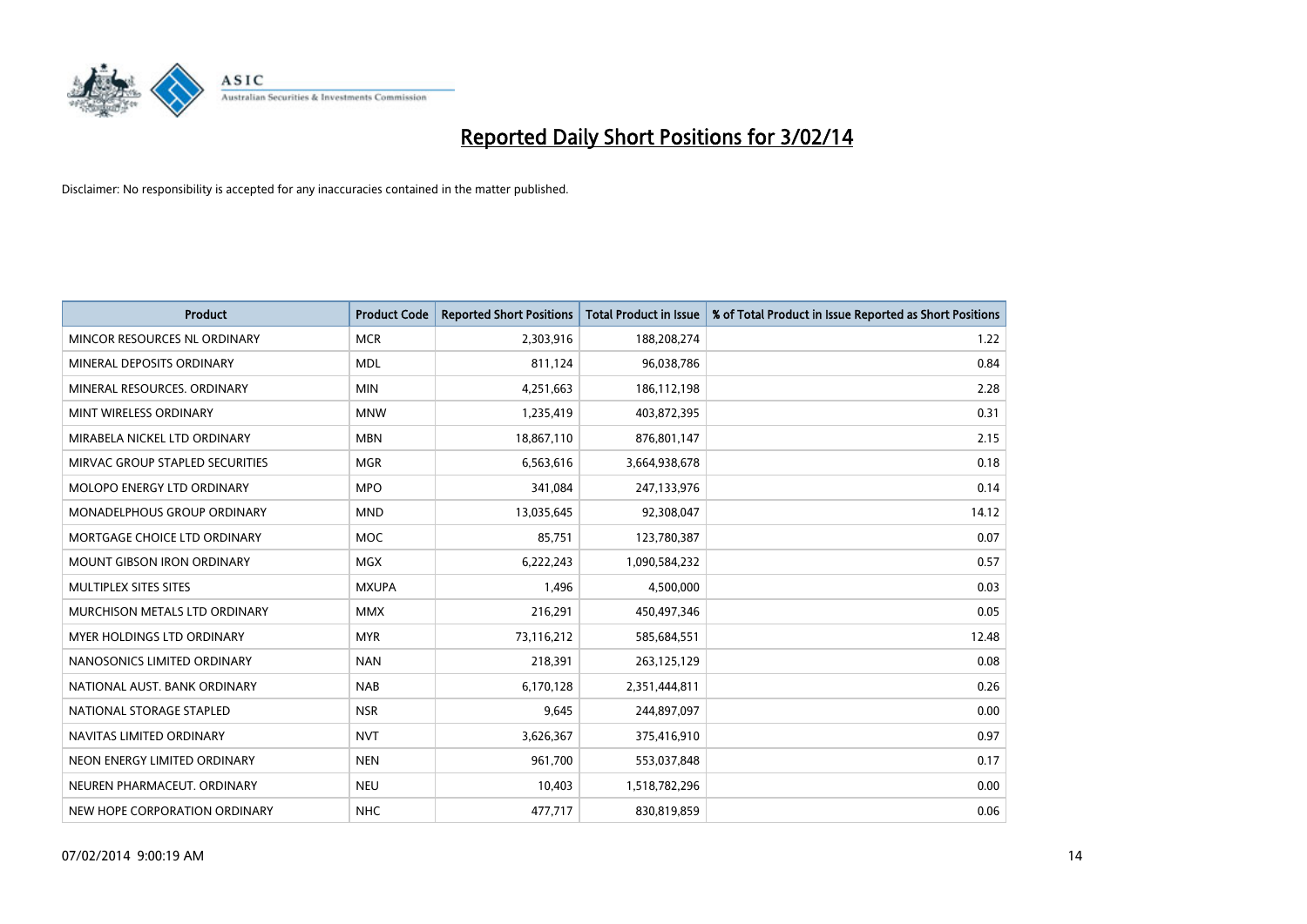# Reported Daily Short Positions for 3/02/14

Disclaimer: No responsibility is accepted for any inaccuracies contained in the matter published.

| Product | Product Code | Reported Short Positions | Total Product in Issue | % of Total Product in Issue Reported as Short Positions |
|---|---|---|---|---|
| MINCOR RESOURCES NL ORDINARY | MCR | 2,303,916 | 188,208,274 | 1.22 |
| MINERAL DEPOSITS ORDINARY | MDL | 811,124 | 96,038,786 | 0.84 |
| MINERAL RESOURCES. ORDINARY | MIN | 4,251,663 | 186,112,198 | 2.28 |
| MINT WIRELESS ORDINARY | MNW | 1,235,419 | 403,872,395 | 0.31 |
| MIRABELA NICKEL LTD ORDINARY | MBN | 18,867,110 | 876,801,147 | 2.15 |
| MIRVAC GROUP STAPLED SECURITIES | MGR | 6,563,616 | 3,664,938,678 | 0.18 |
| MOLOPO ENERGY LTD ORDINARY | MPO | 341,084 | 247,133,976 | 0.14 |
| MONADELPHOUS GROUP ORDINARY | MND | 13,035,645 | 92,308,047 | 14.12 |
| MORTGAGE CHOICE LTD ORDINARY | MOC | 85,751 | 123,780,387 | 0.07 |
| MOUNT GIBSON IRON ORDINARY | MGX | 6,222,243 | 1,090,584,232 | 0.57 |
| MULTIPLEX SITES SITES | MXUPA | 1,496 | 4,500,000 | 0.03 |
| MURCHISON METALS LTD ORDINARY | MMX | 216,291 | 450,497,346 | 0.05 |
| MYER HOLDINGS LTD ORDINARY | MYR | 73,116,212 | 585,684,551 | 12.48 |
| NANOSONICS LIMITED ORDINARY | NAN | 218,391 | 263,125,129 | 0.08 |
| NATIONAL AUST. BANK ORDINARY | NAB | 6,170,128 | 2,351,444,811 | 0.26 |
| NATIONAL STORAGE STAPLED | NSR | 9,645 | 244,897,097 | 0.00 |
| NAVITAS LIMITED ORDINARY | NVT | 3,626,367 | 375,416,910 | 0.97 |
| NEON ENERGY LIMITED ORDINARY | NEN | 961,700 | 553,037,848 | 0.17 |
| NEUREN PHARMACEUT. ORDINARY | NEU | 10,403 | 1,518,782,296 | 0.00 |
| NEW HOPE CORPORATION ORDINARY | NHC | 477,717 | 830,819,859 | 0.06 |

07/02/2014 9:00:19 AM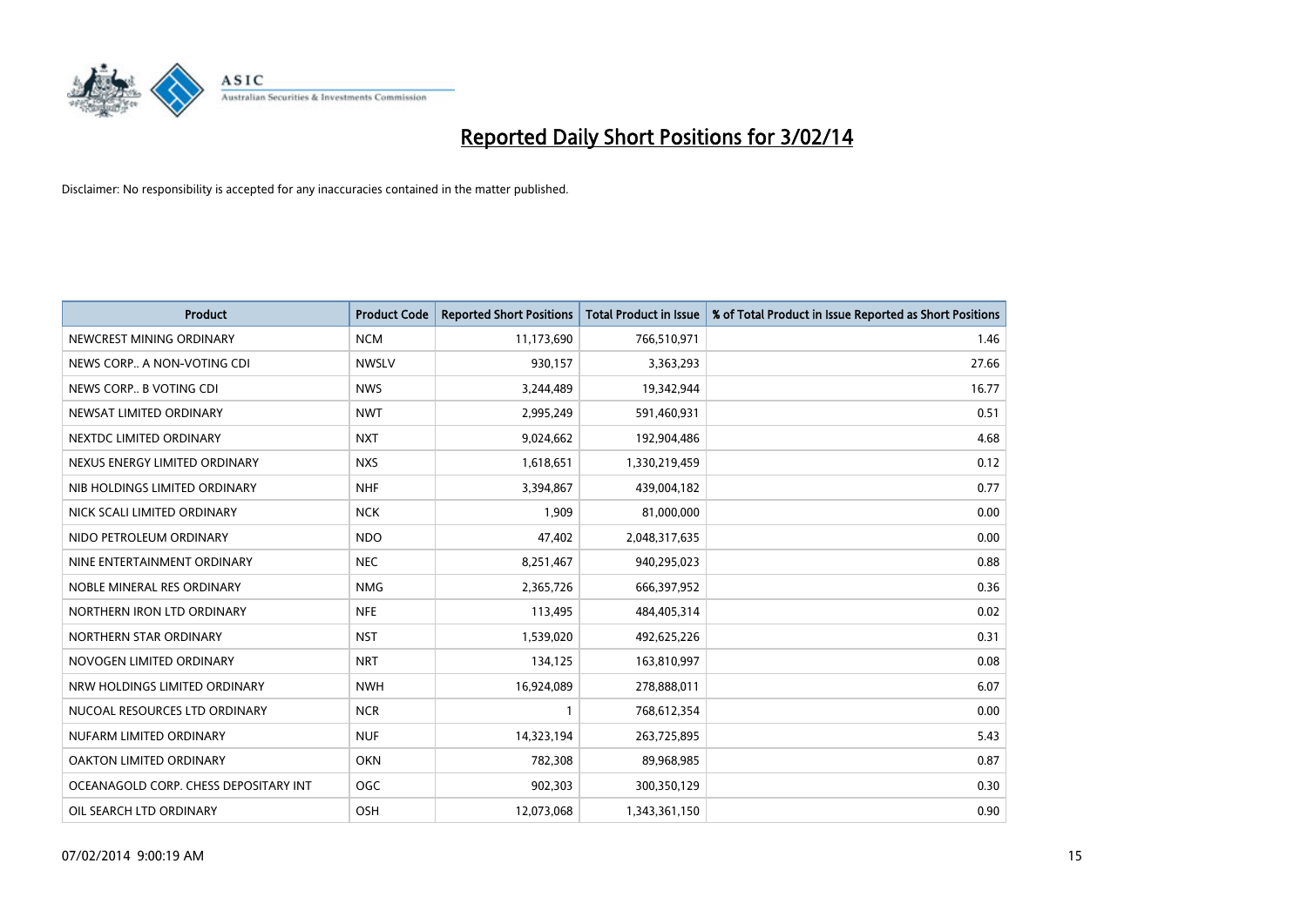# Reported Daily Short Positions for 3/02/14

Disclaimer: No responsibility is accepted for any inaccuracies contained in the matter published.

| Product | Product Code | Reported Short Positions | Total Product in Issue | % of Total Product in Issue Reported as Short Positions |
| --- | --- | --- | --- | --- |
| NEWCREST MINING ORDINARY | NCM | 11,173,690 | 766,510,971 | 1.46 |
| NEWS CORP.. A NON-VOTING CDI | NWSLV | 930,157 | 3,363,293 | 27.66 |
| NEWS CORP.. B VOTING CDI | NWS | 3,244,489 | 19,342,944 | 16.77 |
| NEWSAT LIMITED ORDINARY | NWT | 2,995,249 | 591,460,931 | 0.51 |
| NEXTDC LIMITED ORDINARY | NXT | 9,024,662 | 192,904,486 | 4.68 |
| NEXUS ENERGY LIMITED ORDINARY | NXS | 1,618,651 | 1,330,219,459 | 0.12 |
| NIB HOLDINGS LIMITED ORDINARY | NHF | 3,394,867 | 439,004,182 | 0.77 |
| NICK SCALI LIMITED ORDINARY | NCK | 1,909 | 81,000,000 | 0.00 |
| NIDO PETROLEUM ORDINARY | NDO | 47,402 | 2,048,317,635 | 0.00 |
| NINE ENTERTAINMENT ORDINARY | NEC | 8,251,467 | 940,295,023 | 0.88 |
| NOBLE MINERAL RES ORDINARY | NMG | 2,365,726 | 666,397,952 | 0.36 |
| NORTHERN IRON LTD ORDINARY | NFE | 113,495 | 484,405,314 | 0.02 |
| NORTHERN STAR ORDINARY | NST | 1,539,020 | 492,625,226 | 0.31 |
| NOVOGEN LIMITED ORDINARY | NRT | 134,125 | 163,810,997 | 0.08 |
| NRW HOLDINGS LIMITED ORDINARY | NWH | 16,924,089 | 278,888,011 | 6.07 |
| NUCOAL RESOURCES LTD ORDINARY | NCR | 1 | 768,612,354 | 0.00 |
| NUFARM LIMITED ORDINARY | NUF | 14,323,194 | 263,725,895 | 5.43 |
| OAKTON LIMITED ORDINARY | OKN | 782,308 | 89,968,985 | 0.87 |
| OCEANAGOLD CORP. CHESS DEPOSITARY INT | OGC | 902,303 | 300,350,129 | 0.30 |
| OIL SEARCH LTD ORDINARY | OSH | 12,073,068 | 1,343,361,150 | 0.90 |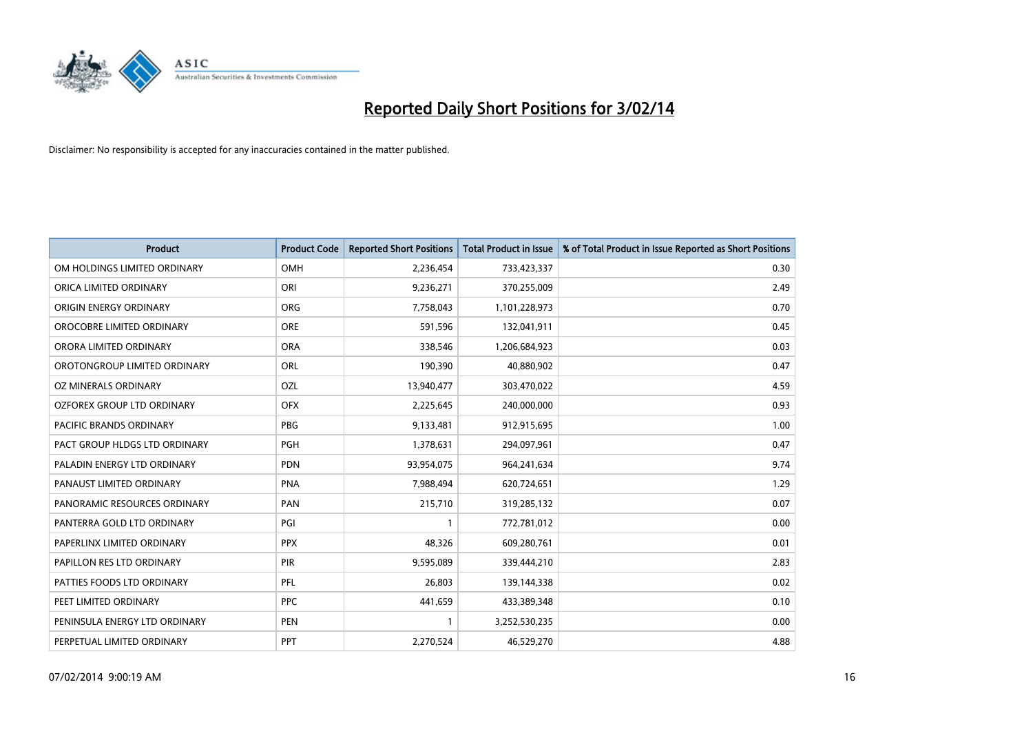# Reported Daily Short Positions for 3/02/14

Disclaimer: No responsibility is accepted for any inaccuracies contained in the matter published.

| Product | Product Code | Reported Short Positions | Total Product in Issue | % of Total Product in Issue Reported as Short Positions |
|---|---|---|---|---|
| OM HOLDINGS LIMITED ORDINARY | OMH | 2,236,454 | 733,423,337 | 0.30 |
| ORICA LIMITED ORDINARY | ORI | 9,236,271 | 370,255,009 | 2.49 |
| ORIGIN ENERGY ORDINARY | ORG | 7,758,043 | 1,101,228,973 | 0.70 |
| OROCOBRE LIMITED ORDINARY | ORE | 591,596 | 132,041,911 | 0.45 |
| ORORA LIMITED ORDINARY | ORA | 338,546 | 1,206,684,923 | 0.03 |
| OROTONGROUP LIMITED ORDINARY | ORL | 190,390 | 40,880,902 | 0.47 |
| OZ MINERALS ORDINARY | OZL | 13,940,477 | 303,470,022 | 4.59 |
| OZFOREX GROUP LTD ORDINARY | OFX | 2,225,645 | 240,000,000 | 0.93 |
| PACIFIC BRANDS ORDINARY | PBG | 9,133,481 | 912,915,695 | 1.00 |
| PACT GROUP HLDGS LTD ORDINARY | PGH | 1,378,631 | 294,097,961 | 0.47 |
| PALADIN ENERGY LTD ORDINARY | PDN | 93,954,075 | 964,241,634 | 9.74 |
| PANAUST LIMITED ORDINARY | PNA | 7,988,494 | 620,724,651 | 1.29 |
| PANORAMIC RESOURCES ORDINARY | PAN | 215,710 | 319,285,132 | 0.07 |
| PANTERRA GOLD LTD ORDINARY | PGI | 1 | 772,781,012 | 0.00 |
| PAPERLINX LIMITED ORDINARY | PPX | 48,326 | 609,280,761 | 0.01 |
| PAPILLON RES LTD ORDINARY | PIR | 9,595,089 | 339,444,210 | 2.83 |
| PATTIES FOODS LTD ORDINARY | PFL | 26,803 | 139,144,338 | 0.02 |
| PEET LIMITED ORDINARY | PPC | 441,659 | 433,389,348 | 0.10 |
| PENINSULA ENERGY LTD ORDINARY | PEN | 1 | 3,252,530,235 | 0.00 |
| PERPETUAL LIMITED ORDINARY | PPT | 2,270,524 | 46,529,270 | 4.88 |

07/02/2014 9:00:19 AM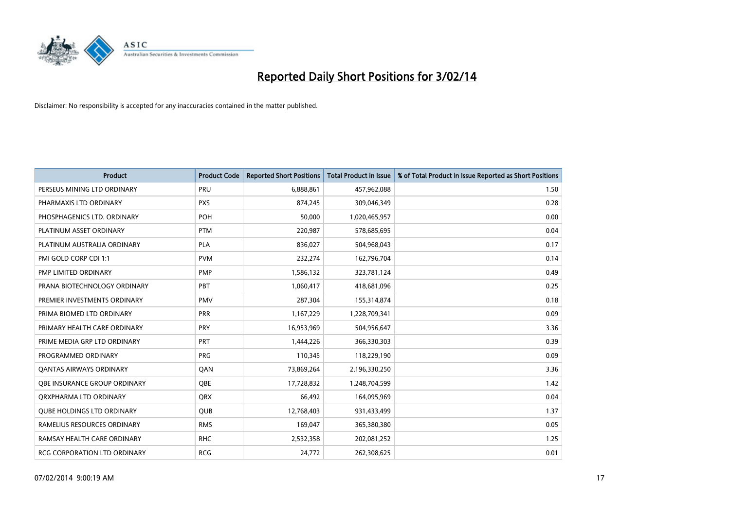# Reported Daily Short Positions for 3/02/14

Disclaimer: No responsibility is accepted for any inaccuracies contained in the matter published.

| Product | Product Code | Reported Short Positions | Total Product in Issue | % of Total Product in Issue Reported as Short Positions |
|---|---|---|---|---|
| PERSEUS MINING LTD ORDINARY | PRU | 6,888,861 | 457,962,088 | 1.50 |
| PHARMAXIS LTD ORDINARY | PXS | 874,245 | 309,046,349 | 0.28 |
| PHOSPHAGENICS LTD. ORDINARY | POH | 50,000 | 1,020,465,957 | 0.00 |
| PLATINUM ASSET ORDINARY | PTM | 220,987 | 578,685,695 | 0.04 |
| PLATINUM AUSTRALIA ORDINARY | PLA | 836,027 | 504,968,043 | 0.17 |
| PMI GOLD CORP CDI 1:1 | PVM | 232,274 | 162,796,704 | 0.14 |
| PMP LIMITED ORDINARY | PMP | 1,586,132 | 323,781,124 | 0.49 |
| PRANA BIOTECHNOLOGY ORDINARY | PBT | 1,060,417 | 418,681,096 | 0.25 |
| PREMIER INVESTMENTS ORDINARY | PMV | 287,304 | 155,314,874 | 0.18 |
| PRIMA BIOMED LTD ORDINARY | PRR | 1,167,229 | 1,228,709,341 | 0.09 |
| PRIMARY HEALTH CARE ORDINARY | PRY | 16,953,969 | 504,956,647 | 3.36 |
| PRIME MEDIA GRP LTD ORDINARY | PRT | 1,444,226 | 366,330,303 | 0.39 |
| PROGRAMMED ORDINARY | PRG | 110,345 | 118,229,190 | 0.09 |
| QANTAS AIRWAYS ORDINARY | QAN | 73,869,264 | 2,196,330,250 | 3.36 |
| QBE INSURANCE GROUP ORDINARY | QBE | 17,728,832 | 1,248,704,599 | 1.42 |
| QRXPHARMA LTD ORDINARY | QRX | 66,492 | 164,095,969 | 0.04 |
| QUBE HOLDINGS LTD ORDINARY | QUB | 12,768,403 | 931,433,499 | 1.37 |
| RAMELIUS RESOURCES ORDINARY | RMS | 169,047 | 365,380,380 | 0.05 |
| RAMSAY HEALTH CARE ORDINARY | RHC | 2,532,358 | 202,081,252 | 1.25 |
| RCG CORPORATION LTD ORDINARY | RCG | 24,772 | 262,308,625 | 0.01 |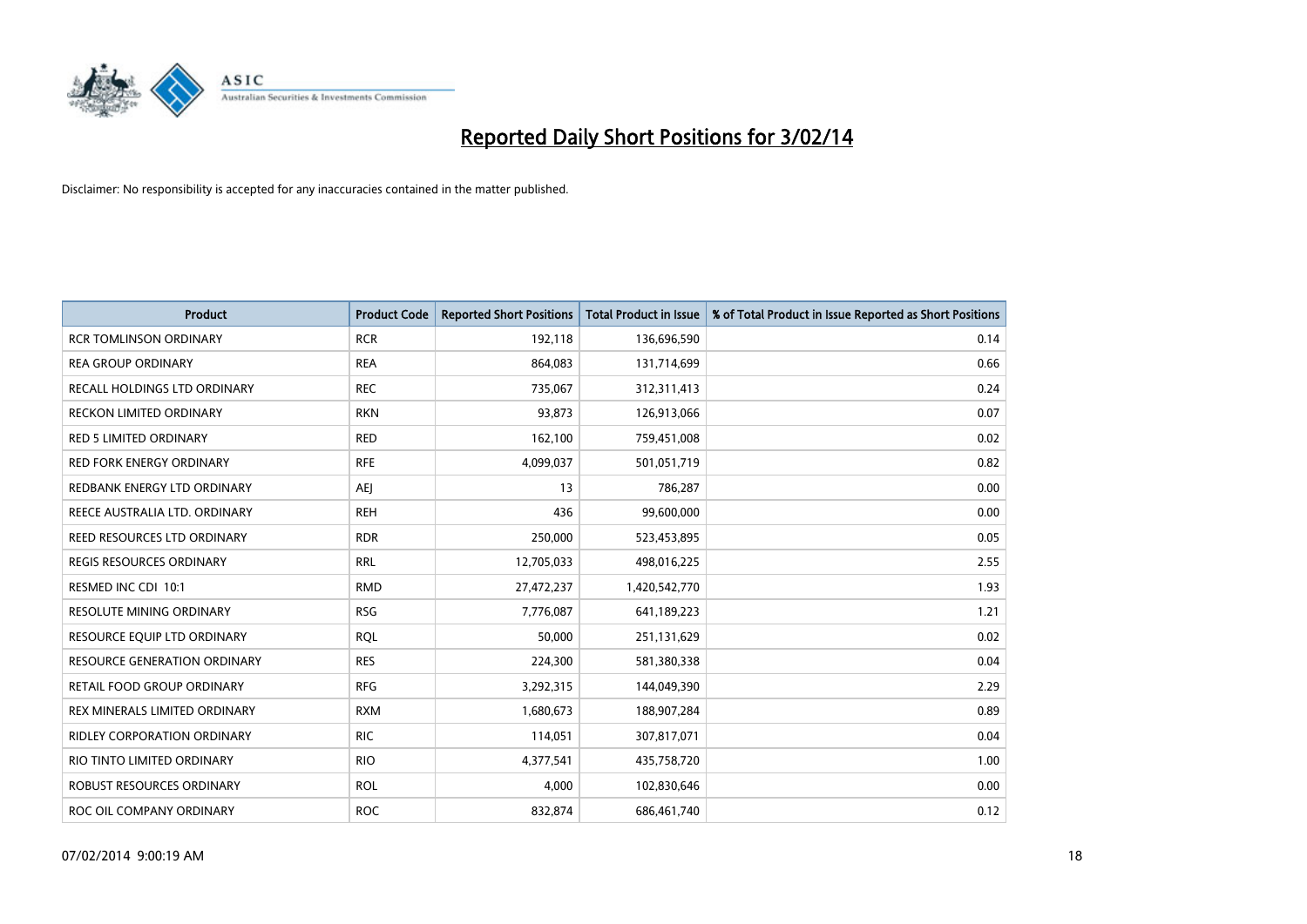# Reported Daily Short Positions for 3/02/14

Disclaimer: No responsibility is accepted for any inaccuracies contained in the matter published.

| Product | Product Code | Reported Short Positions | Total Product in Issue | % of Total Product in Issue Reported as Short Positions |
| --- | --- | --- | --- | --- |
| RCR TOMLINSON ORDINARY | RCR | 192,118 | 136,696,590 | 0.14 |
| REA GROUP ORDINARY | REA | 864,083 | 131,714,699 | 0.66 |
| RECALL HOLDINGS LTD ORDINARY | REC | 735,067 | 312,311,413 | 0.24 |
| RECKON LIMITED ORDINARY | RKN | 93,873 | 126,913,066 | 0.07 |
| RED 5 LIMITED ORDINARY | RED | 162,100 | 759,451,008 | 0.02 |
| RED FORK ENERGY ORDINARY | RFE | 4,099,037 | 501,051,719 | 0.82 |
| REDBANK ENERGY LTD ORDINARY | AEJ | 13 | 786,287 | 0.00 |
| REECE AUSTRALIA LTD. ORDINARY | REH | 436 | 99,600,000 | 0.00 |
| REED RESOURCES LTD ORDINARY | RDR | 250,000 | 523,453,895 | 0.05 |
| REGIS RESOURCES ORDINARY | RRL | 12,705,033 | 498,016,225 | 2.55 |
| RESMED INC CDI 10:1 | RMD | 27,472,237 | 1,420,542,770 | 1.93 |
| RESOLUTE MINING ORDINARY | RSG | 7,776,087 | 641,189,223 | 1.21 |
| RESOURCE EQUIP LTD ORDINARY | RQL | 50,000 | 251,131,629 | 0.02 |
| RESOURCE GENERATION ORDINARY | RES | 224,300 | 581,380,338 | 0.04 |
| RETAIL FOOD GROUP ORDINARY | RFG | 3,292,315 | 144,049,390 | 2.29 |
| REX MINERALS LIMITED ORDINARY | RXM | 1,680,673 | 188,907,284 | 0.89 |
| RIDLEY CORPORATION ORDINARY | RIC | 114,051 | 307,817,071 | 0.04 |
| RIO TINTO LIMITED ORDINARY | RIO | 4,377,541 | 435,758,720 | 1.00 |
| ROBUST RESOURCES ORDINARY | ROL | 4,000 | 102,830,646 | 0.00 |
| ROC OIL COMPANY ORDINARY | ROC | 832,874 | 686,461,740 | 0.12 |

07/02/2014 9:00:19 AM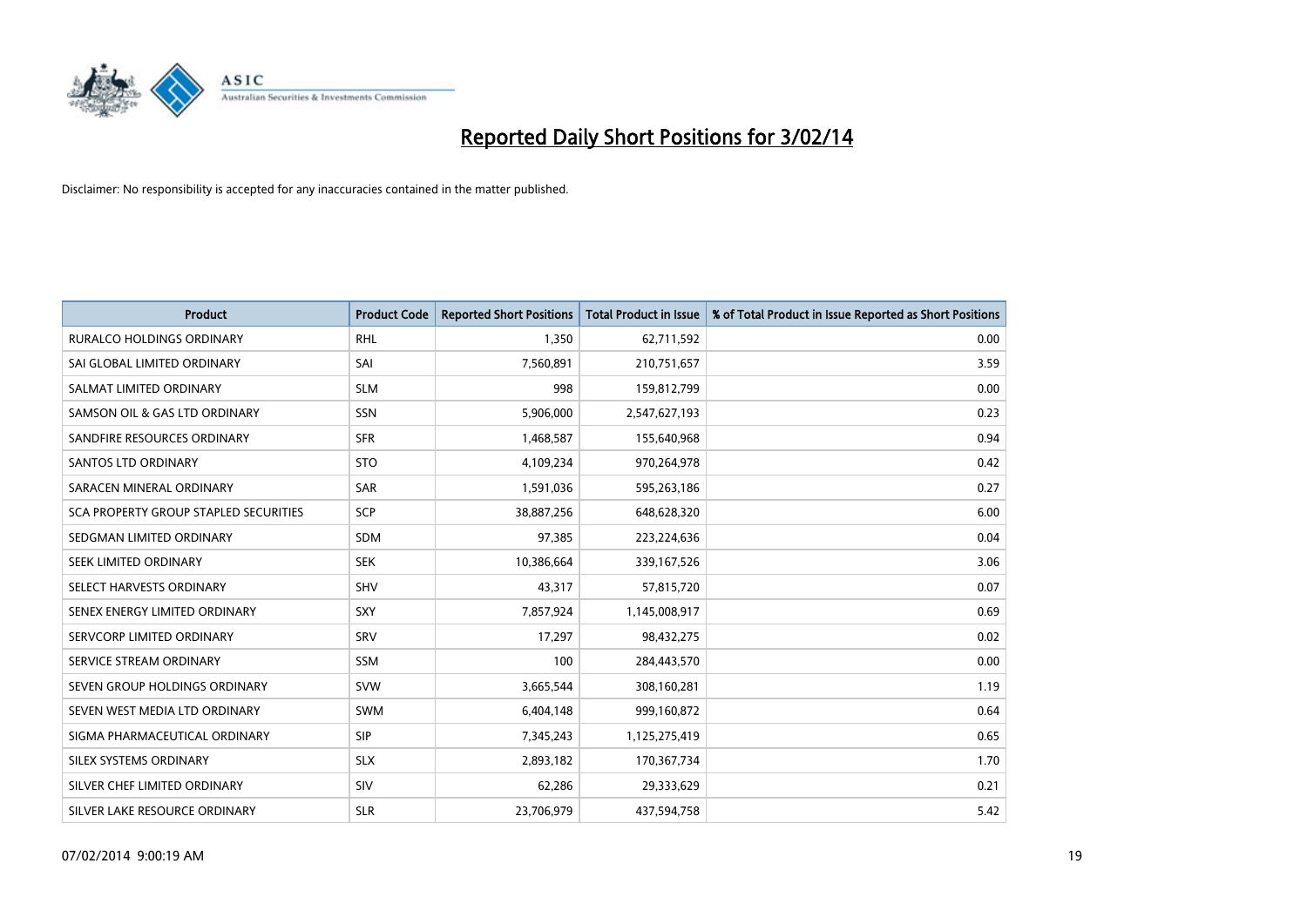# Reported Daily Short Positions for 3/02/14

Disclaimer: No responsibility is accepted for any inaccuracies contained in the matter published.

| Product | Product Code | Reported Short Positions | Total Product in Issue | % of Total Product in Issue Reported as Short Positions |
|---|---|---|---|---|
| RURALCO HOLDINGS ORDINARY | RHL | 1,350 | 62,711,592 | 0.00 |
| SAI GLOBAL LIMITED ORDINARY | SAI | 7,560,891 | 210,751,657 | 3.59 |
| SALMAT LIMITED ORDINARY | SLM | 998 | 159,812,799 | 0.00 |
| SAMSON OIL & GAS LTD ORDINARY | SSN | 5,906,000 | 2,547,627,193 | 0.23 |
| SANDFIRE RESOURCES ORDINARY | SFR | 1,468,587 | 155,640,968 | 0.94 |
| SANTOS LTD ORDINARY | STO | 4,109,234 | 970,264,978 | 0.42 |
| SARACEN MINERAL ORDINARY | SAR | 1,591,036 | 595,263,186 | 0.27 |
| SCA PROPERTY GROUP STAPLED SECURITIES | SCP | 38,887,256 | 648,628,320 | 6.00 |
| SEDGMAN LIMITED ORDINARY | SDM | 97,385 | 223,224,636 | 0.04 |
| SEEK LIMITED ORDINARY | SEK | 10,386,664 | 339,167,526 | 3.06 |
| SELECT HARVESTS ORDINARY | SHV | 43,317 | 57,815,720 | 0.07 |
| SENEX ENERGY LIMITED ORDINARY | SXY | 7,857,924 | 1,145,008,917 | 0.69 |
| SERVCORP LIMITED ORDINARY | SRV | 17,297 | 98,432,275 | 0.02 |
| SERVICE STREAM ORDINARY | SSM | 100 | 284,443,570 | 0.00 |
| SEVEN GROUP HOLDINGS ORDINARY | SVW | 3,665,544 | 308,160,281 | 1.19 |
| SEVEN WEST MEDIA LTD ORDINARY | SWM | 6,404,148 | 999,160,872 | 0.64 |
| SIGMA PHARMACEUTICAL ORDINARY | SIP | 7,345,243 | 1,125,275,419 | 0.65 |
| SILEX SYSTEMS ORDINARY | SLX | 2,893,182 | 170,367,734 | 1.70 |
| SILVER CHEF LIMITED ORDINARY | SIV | 62,286 | 29,333,629 | 0.21 |
| SILVER LAKE RESOURCE ORDINARY | SLR | 23,706,979 | 437,594,758 | 5.42 |

07/02/2014 9:00:19 AM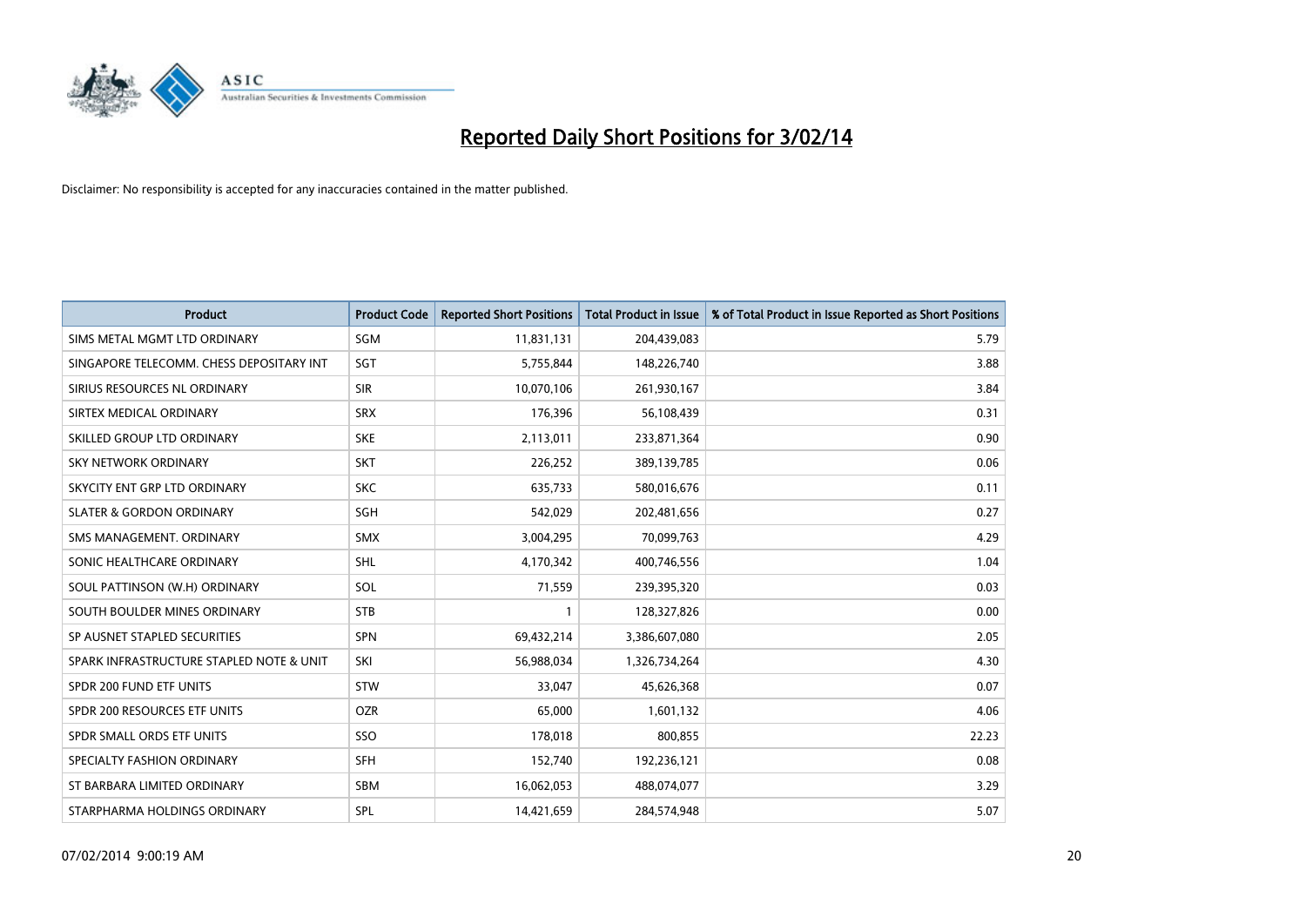# Reported Daily Short Positions for 3/02/14

Disclaimer: No responsibility is accepted for any inaccuracies contained in the matter published.

| Product | Product Code | Reported Short Positions | Total Product in Issue | % of Total Product in Issue Reported as Short Positions |
|---|---|---|---|---|
| SIMS METAL MGMT LTD ORDINARY | SGM | 11,831,131 | 204,439,083 | 5.79 |
| SINGAPORE TELECOMM. CHESS DEPOSITARY INT | SGT | 5,755,844 | 148,226,740 | 3.88 |
| SIRIUS RESOURCES NL ORDINARY | SIR | 10,070,106 | 261,930,167 | 3.84 |
| SIRTEX MEDICAL ORDINARY | SRX | 176,396 | 56,108,439 | 0.31 |
| SKILLED GROUP LTD ORDINARY | SKE | 2,113,011 | 233,871,364 | 0.90 |
| SKY NETWORK ORDINARY | SKT | 226,252 | 389,139,785 | 0.06 |
| SKYCITY ENT GRP LTD ORDINARY | SKC | 635,733 | 580,016,676 | 0.11 |
| SLATER & GORDON ORDINARY | SGH | 542,029 | 202,481,656 | 0.27 |
| SMS MANAGEMENT. ORDINARY | SMX | 3,004,295 | 70,099,763 | 4.29 |
| SONIC HEALTHCARE ORDINARY | SHL | 4,170,342 | 400,746,556 | 1.04 |
| SOUL PATTINSON (W.H) ORDINARY | SOL | 71,559 | 239,395,320 | 0.03 |
| SOUTH BOULDER MINES ORDINARY | STB | 1 | 128,327,826 | 0.00 |
| SP AUSNET STAPLED SECURITIES | SPN | 69,432,214 | 3,386,607,080 | 2.05 |
| SPARK INFRASTRUCTURE STAPLED NOTE & UNIT | SKI | 56,988,034 | 1,326,734,264 | 4.30 |
| SPDR 200 FUND ETF UNITS | STW | 33,047 | 45,626,368 | 0.07 |
| SPDR 200 RESOURCES ETF UNITS | OZR | 65,000 | 1,601,132 | 4.06 |
| SPDR SMALL ORDS ETF UNITS | SSO | 178,018 | 800,855 | 22.23 |
| SPECIALTY FASHION ORDINARY | SFH | 152,740 | 192,236,121 | 0.08 |
| ST BARBARA LIMITED ORDINARY | SBM | 16,062,053 | 488,074,077 | 3.29 |
| STARPHARMA HOLDINGS ORDINARY | SPL | 14,421,659 | 284,574,948 | 5.07 |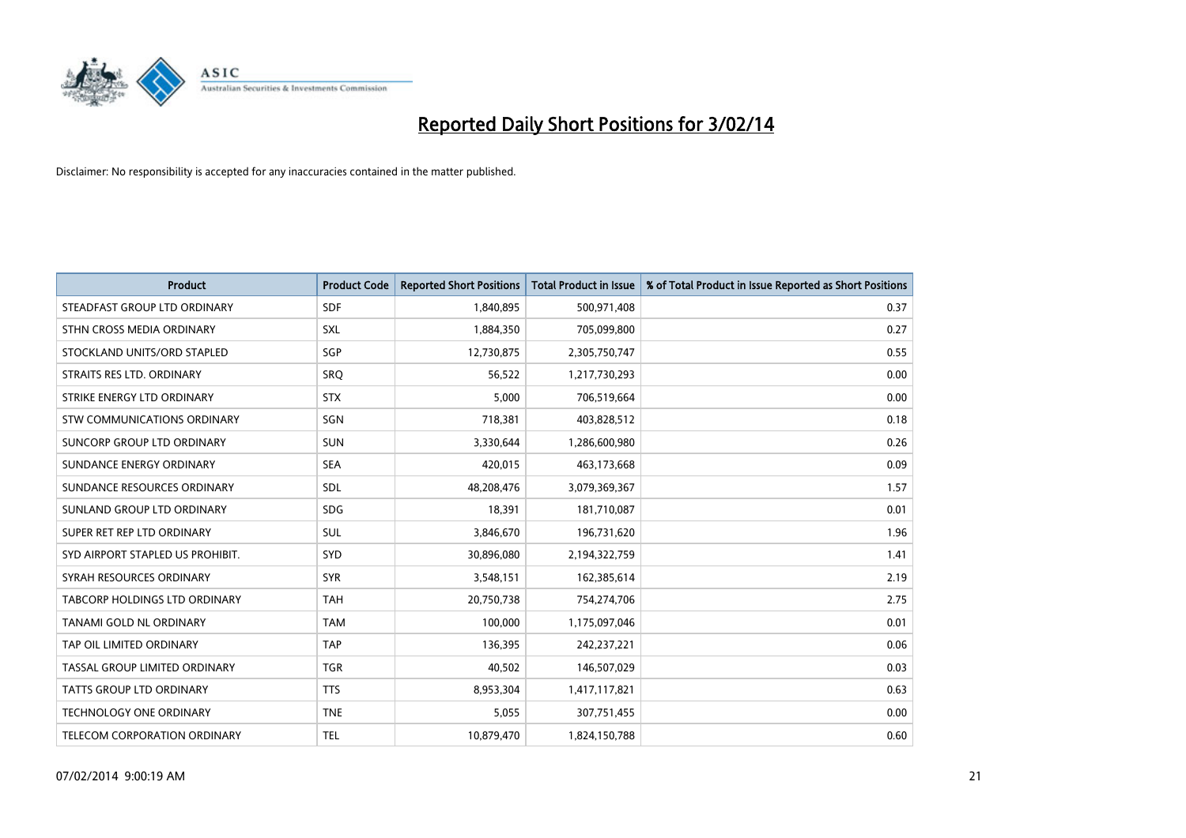# Reported Daily Short Positions for 3/02/14

Disclaimer: No responsibility is accepted for any inaccuracies contained in the matter published.

| Product | Product Code | Reported Short Positions | Total Product in Issue | % of Total Product in Issue Reported as Short Positions |
|---|---|---|---|---|
| STEADFAST GROUP LTD ORDINARY | SDF | 1,840,895 | 500,971,408 | 0.37 |
| STHN CROSS MEDIA ORDINARY | SXL | 1,884,350 | 705,099,800 | 0.27 |
| STOCKLAND UNITS/ORD STAPLED | SGP | 12,730,875 | 2,305,750,747 | 0.55 |
| STRAITS RES LTD. ORDINARY | SRQ | 56,522 | 1,217,730,293 | 0.00 |
| STRIKE ENERGY LTD ORDINARY | STX | 5,000 | 706,519,664 | 0.00 |
| STW COMMUNICATIONS ORDINARY | SGN | 718,381 | 403,828,512 | 0.18 |
| SUNCORP GROUP LTD ORDINARY | SUN | 3,330,644 | 1,286,600,980 | 0.26 |
| SUNDANCE ENERGY ORDINARY | SEA | 420,015 | 463,173,668 | 0.09 |
| SUNDANCE RESOURCES ORDINARY | SDL | 48,208,476 | 3,079,369,367 | 1.57 |
| SUNLAND GROUP LTD ORDINARY | SDG | 18,391 | 181,710,087 | 0.01 |
| SUPER RET REP LTD ORDINARY | SUL | 3,846,670 | 196,731,620 | 1.96 |
| SYD AIRPORT STAPLED US PROHIBIT. | SYD | 30,896,080 | 2,194,322,759 | 1.41 |
| SYRAH RESOURCES ORDINARY | SYR | 3,548,151 | 162,385,614 | 2.19 |
| TABCORP HOLDINGS LTD ORDINARY | TAH | 20,750,738 | 754,274,706 | 2.75 |
| TANAMI GOLD NL ORDINARY | TAM | 100,000 | 1,175,097,046 | 0.01 |
| TAP OIL LIMITED ORDINARY | TAP | 136,395 | 242,237,221 | 0.06 |
| TASSAL GROUP LIMITED ORDINARY | TGR | 40,502 | 146,507,029 | 0.03 |
| TATTS GROUP LTD ORDINARY | TTS | 8,953,304 | 1,417,117,821 | 0.63 |
| TECHNOLOGY ONE ORDINARY | TNE | 5,055 | 307,751,455 | 0.00 |
| TELECOM CORPORATION ORDINARY | TEL | 10,879,470 | 1,824,150,788 | 0.60 |

07/02/2014 9:00:19 AM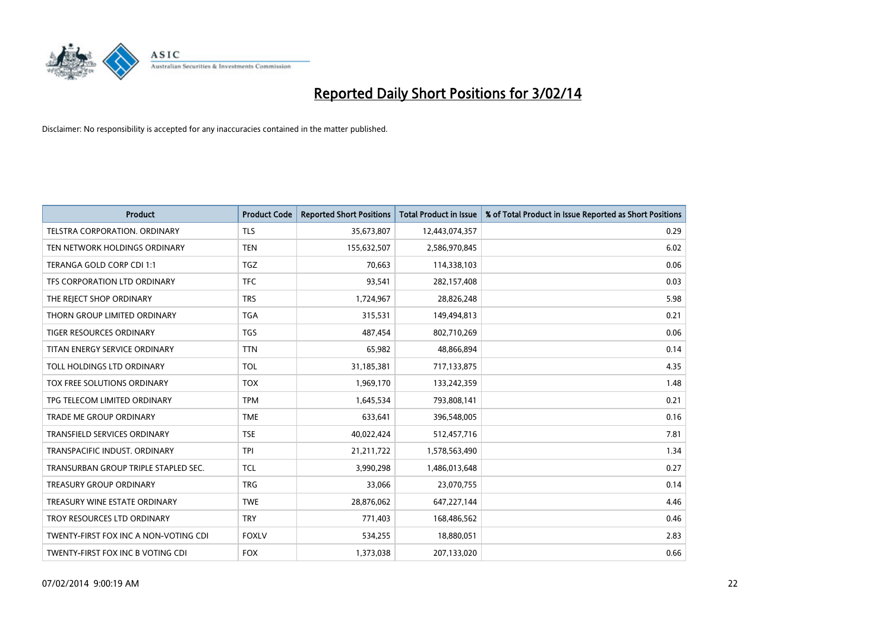# Reported Daily Short Positions for 3/02/14

Disclaimer: No responsibility is accepted for any inaccuracies contained in the matter published.

| Product | Product Code | Reported Short Positions | Total Product in Issue | % of Total Product in Issue Reported as Short Positions |
|---|---|---|---|---|
| TELSTRA CORPORATION. ORDINARY | TLS | 35,673,807 | 12,443,074,357 | 0.29 |
| TEN NETWORK HOLDINGS ORDINARY | TEN | 155,632,507 | 2,586,970,845 | 6.02 |
| TERANGA GOLD CORP CDI 1:1 | TGZ | 70,663 | 114,338,103 | 0.06 |
| TFS CORPORATION LTD ORDINARY | TFC | 93,541 | 282,157,408 | 0.03 |
| THE REJECT SHOP ORDINARY | TRS | 1,724,967 | 28,826,248 | 5.98 |
| THORN GROUP LIMITED ORDINARY | TGA | 315,531 | 149,494,813 | 0.21 |
| TIGER RESOURCES ORDINARY | TGS | 487,454 | 802,710,269 | 0.06 |
| TITAN ENERGY SERVICE ORDINARY | TTN | 65,982 | 48,866,894 | 0.14 |
| TOLL HOLDINGS LTD ORDINARY | TOL | 31,185,381 | 717,133,875 | 4.35 |
| TOX FREE SOLUTIONS ORDINARY | TOX | 1,969,170 | 133,242,359 | 1.48 |
| TPG TELECOM LIMITED ORDINARY | TPM | 1,645,534 | 793,808,141 | 0.21 |
| TRADE ME GROUP ORDINARY | TME | 633,641 | 396,548,005 | 0.16 |
| TRANSFIELD SERVICES ORDINARY | TSE | 40,022,424 | 512,457,716 | 7.81 |
| TRANSPACIFIC INDUST. ORDINARY | TPI | 21,211,722 | 1,578,563,490 | 1.34 |
| TRANSURBAN GROUP TRIPLE STAPLED SEC. | TCL | 3,990,298 | 1,486,013,648 | 0.27 |
| TREASURY GROUP ORDINARY | TRG | 33,066 | 23,070,755 | 0.14 |
| TREASURY WINE ESTATE ORDINARY | TWE | 28,876,062 | 647,227,144 | 4.46 |
| TROY RESOURCES LTD ORDINARY | TRY | 771,403 | 168,486,562 | 0.46 |
| TWENTY-FIRST FOX INC A NON-VOTING CDI | FOXLV | 534,255 | 18,880,051 | 2.83 |
| TWENTY-FIRST FOX INC B VOTING CDI | FOX | 1,373,038 | 207,133,020 | 0.66 |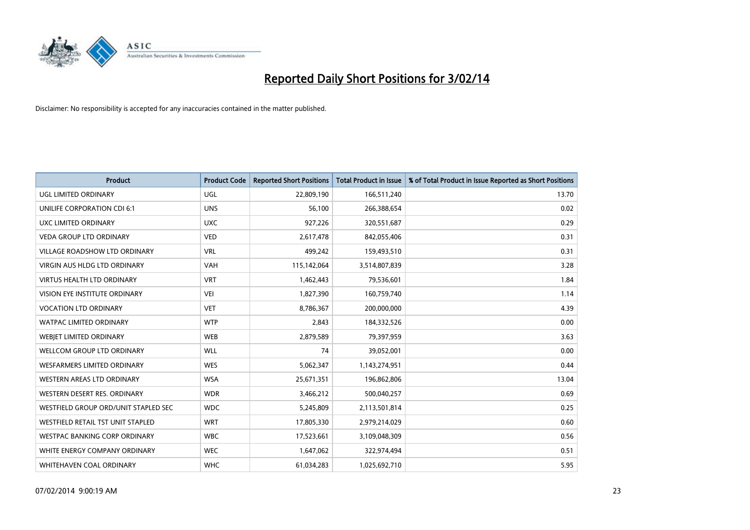# Reported Daily Short Positions for 3/02/14

Disclaimer: No responsibility is accepted for any inaccuracies contained in the matter published.

| Product | Product Code | Reported Short Positions | Total Product in Issue | % of Total Product in Issue Reported as Short Positions |
|---|---|---|---|---|
| UGL LIMITED ORDINARY | UGL | 22,809,190 | 166,511,240 | 13.70 |
| UNILIFE CORPORATION CDI 6:1 | UNS | 56,100 | 266,388,654 | 0.02 |
| UXC LIMITED ORDINARY | UXC | 927,226 | 320,551,687 | 0.29 |
| VEDA GROUP LTD ORDINARY | VED | 2,617,478 | 842,055,406 | 0.31 |
| VILLAGE ROADSHOW LTD ORDINARY | VRL | 499,242 | 159,493,510 | 0.31 |
| VIRGIN AUS HLDG LTD ORDINARY | VAH | 115,142,064 | 3,514,807,839 | 3.28 |
| VIRTUS HEALTH LTD ORDINARY | VRT | 1,462,443 | 79,536,601 | 1.84 |
| VISION EYE INSTITUTE ORDINARY | VEI | 1,827,390 | 160,759,740 | 1.14 |
| VOCATION LTD ORDINARY | VET | 8,786,367 | 200,000,000 | 4.39 |
| WATPAC LIMITED ORDINARY | WTP | 2,843 | 184,332,526 | 0.00 |
| WEBJET LIMITED ORDINARY | WEB | 2,879,589 | 79,397,959 | 3.63 |
| WELLCOM GROUP LTD ORDINARY | WLL | 74 | 39,052,001 | 0.00 |
| WESFARMERS LIMITED ORDINARY | WES | 5,062,347 | 1,143,274,951 | 0.44 |
| WESTERN AREAS LTD ORDINARY | WSA | 25,671,351 | 196,862,806 | 13.04 |
| WESTERN DESERT RES. ORDINARY | WDR | 3,466,212 | 500,040,257 | 0.69 |
| WESTFIELD GROUP ORD/UNIT STAPLED SEC | WDC | 5,245,809 | 2,113,501,814 | 0.25 |
| WESTFIELD RETAIL TST UNIT STAPLED | WRT | 17,805,330 | 2,979,214,029 | 0.60 |
| WESTPAC BANKING CORP ORDINARY | WBC | 17,523,661 | 3,109,048,309 | 0.56 |
| WHITE ENERGY COMPANY ORDINARY | WEC | 1,647,062 | 322,974,494 | 0.51 |
| WHITEHAVEN COAL ORDINARY | WHC | 61,034,283 | 1,025,692,710 | 5.95 |

07/02/2014 9:00:19 AM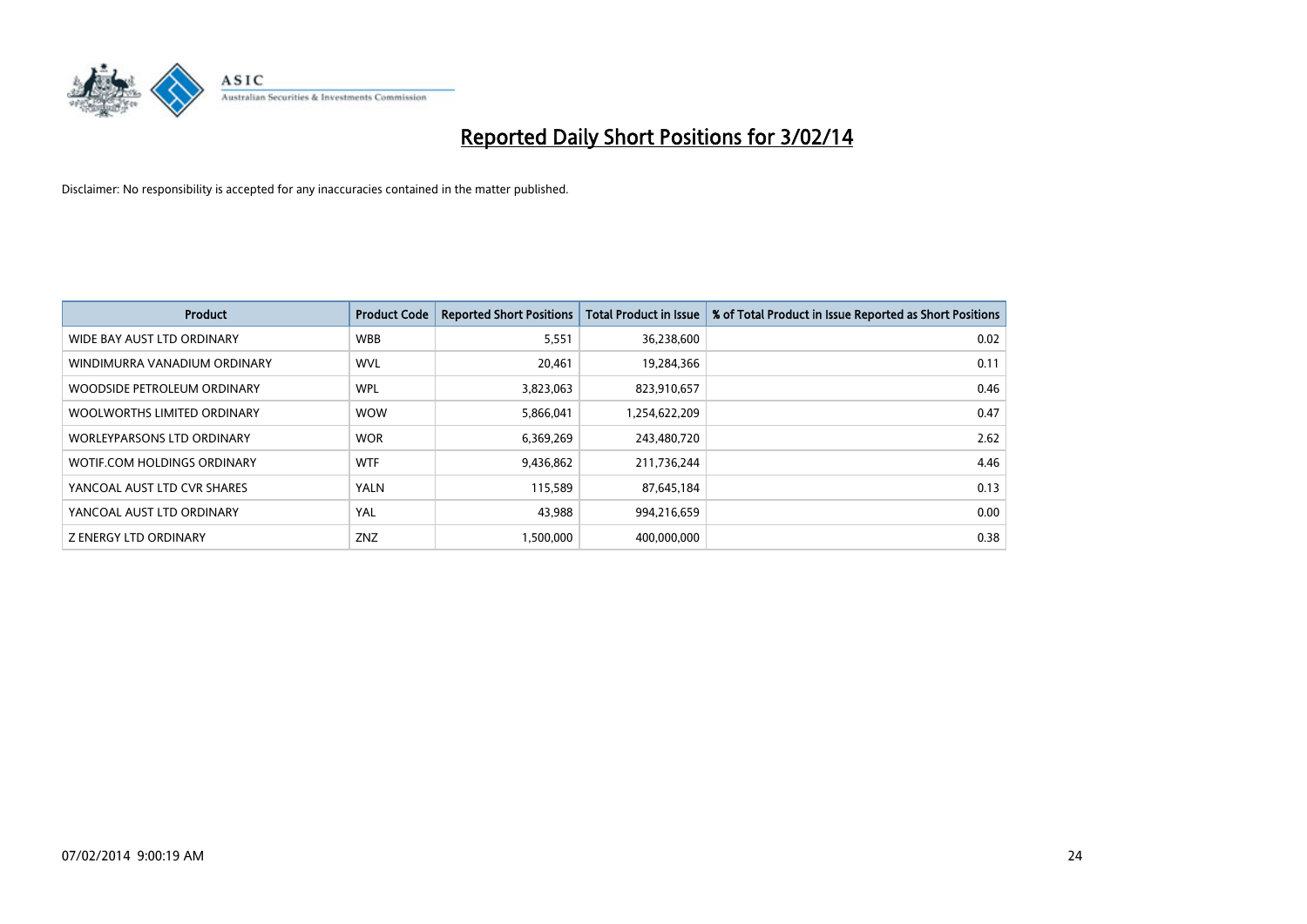# Reported Daily Short Positions for 3/02/14

Disclaimer: No responsibility is accepted for any inaccuracies contained in the matter published.

| Product | Product Code | Reported Short Positions | Total Product in Issue | % of Total Product in Issue Reported as Short Positions |
|---|---|---|---|---|
| WIDE BAY AUST LTD ORDINARY | WBB | 5,551 | 36,238,600 | 0.02 |
| WINDIMURRA VANADIUM ORDINARY | WVL | 20,461 | 19,284,366 | 0.11 |
| WOODSIDE PETROLEUM ORDINARY | WPL | 3,823,063 | 823,910,657 | 0.46 |
| WOOLWORTHS LIMITED ORDINARY | WOW | 5,866,041 | 1,254,622,209 | 0.47 |
| WORLEYPARSONS LTD ORDINARY | WOR | 6,369,269 | 243,480,720 | 2.62 |
| WOTIF.COM HOLDINGS ORDINARY | WTF | 9,436,862 | 211,736,244 | 4.46 |
| YANCOAL AUST LTD CVR SHARES | YALN | 115,589 | 87,645,184 | 0.13 |
| YANCOAL AUST LTD ORDINARY | YAL | 43,988 | 994,216,659 | 0.00 |
| Z ENERGY LTD ORDINARY | ZNZ | 1,500,000 | 400,000,000 | 0.38 |

07/02/2014 9:00:19 AM